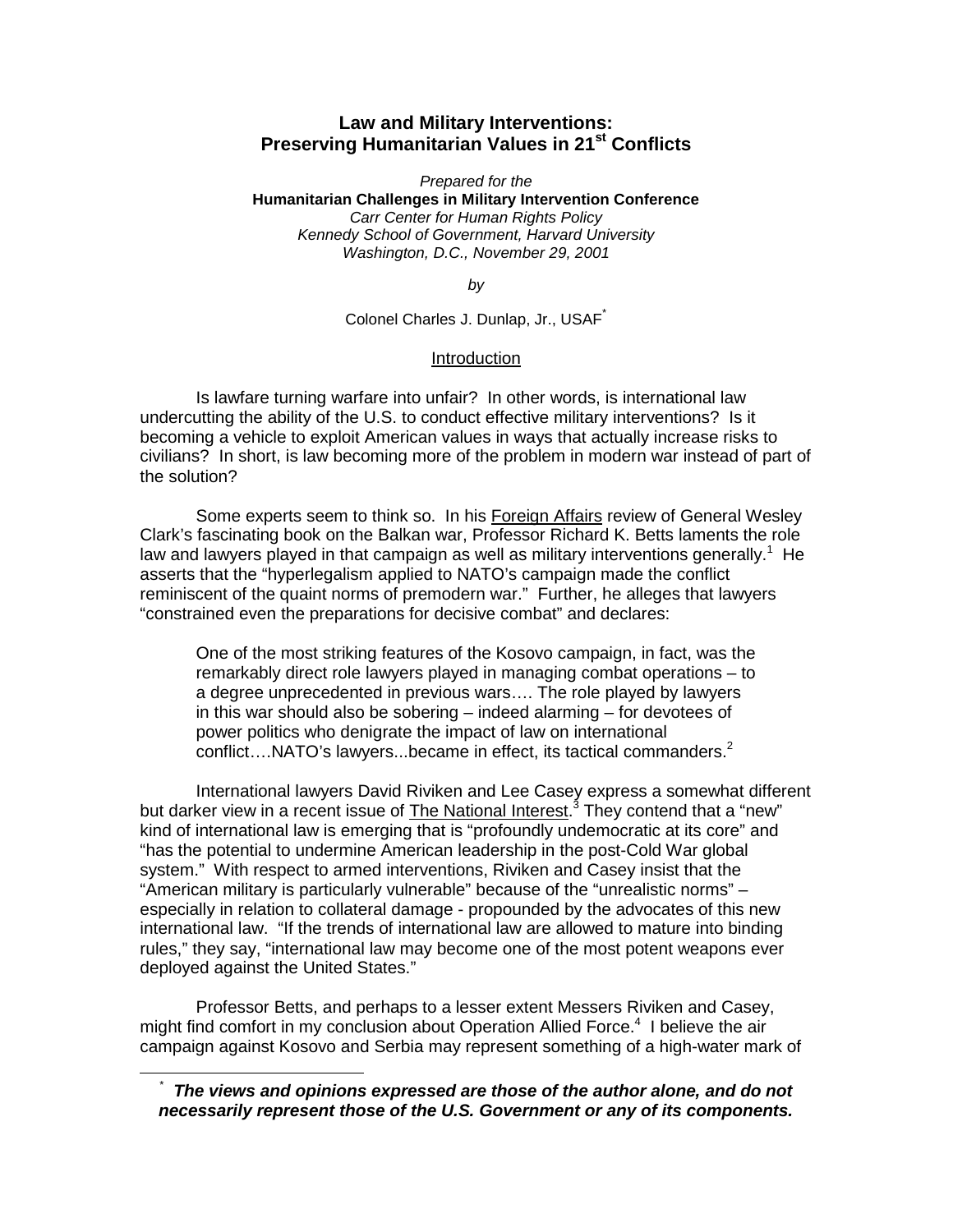# Law and Military Interventions: Preserving Humanitarian Values in 21st Conflicts

*Prepared for the*

**Humanitarian Challenges in Military Intervention Conference**

*Carr Center for Human Rights Policy*

*Kennedy School of Government, Harvard University*

*Washington, D.C., November 29, 2001*

*by*

Colonel Charles J. Dunlap, Jr., USAF[*]

## Introduction

Is lawfare turning warfare into unfair? In other words, is international law undercutting the ability of the U.S. to conduct effective military interventions? Is it becoming a vehicle to exploit American values in ways that actually increase risks to civilians? In short, is law becoming more of the problem in modern war instead of part of the solution?

Some experts seem to think so. In his Foreign Affairs review of General Wesley Clark's fascinating book on the Balkan war, Professor Richard K. Betts laments the role law and lawyers played in that campaign as well as military interventions generally.[1] He asserts that the "hyperlegalism applied to NATO's campaign made the conflict reminiscent of the quaint norms of premodern war." Further, he alleges that lawyers "constrained even the preparations for decisive combat" and declares:

> One of the most striking features of the Kosovo campaign, in fact, was the remarkably direct role lawyers played in managing combat operations – to a degree unprecedented in previous wars…. The role played by lawyers in this war should also be sobering – indeed alarming – for devotees of power politics who denigrate the impact of law on international conflict….NATO's lawyers...became in effect, its tactical commanders.[2]

International lawyers David Riviken and Lee Casey express a somewhat different but darker view in a recent issue of The National Interest.[3] They contend that a "new" kind of international law is emerging that is "profoundly undemocratic at its core" and "has the potential to undermine American leadership in the post-Cold War global system." With respect to armed interventions, Riviken and Casey insist that the "American military is particularly vulnerable" because of the "unrealistic norms" – especially in relation to collateral damage - propounded by the advocates of this new international law. "If the trends of international law are allowed to mature into binding rules," they say, "international law may become one of the most potent weapons ever deployed against the United States."

Professor Betts, and perhaps to a lesser extent Messers Riviken and Casey, might find comfort in my conclusion about Operation Allied Force.[4] I believe the air campaign against Kosovo and Serbia may represent something of a high-water mark of

---

[*] ***The views and opinions expressed are those of the author alone, and do not necessarily represent those of the U.S. Government or any of its components.***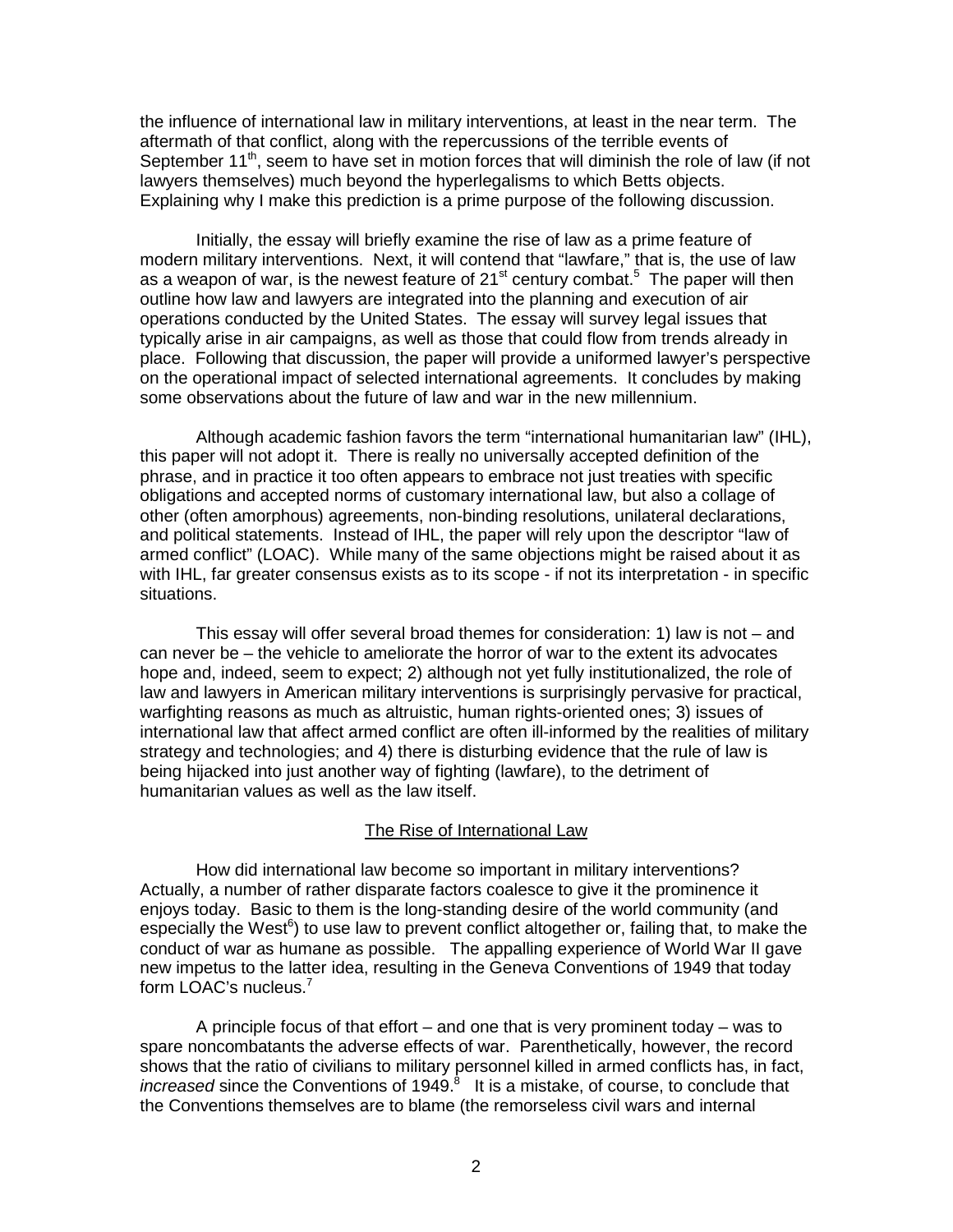the influence of international law in military interventions, at least in the near term. The aftermath of that conflict, along with the repercussions of the terrible events of September 11th, seem to have set in motion forces that will diminish the role of law (if not lawyers themselves) much beyond the hyperlegalisms to which Betts objects. Explaining why I make this prediction is a prime purpose of the following discussion.

Initially, the essay will briefly examine the rise of law as a prime feature of modern military interventions. Next, it will contend that "lawfare," that is, the use of law as a weapon of war, is the newest feature of 21st century combat.[5] The paper will then outline how law and lawyers are integrated into the planning and execution of air operations conducted by the United States. The essay will survey legal issues that typically arise in air campaigns, as well as those that could flow from trends already in place. Following that discussion, the paper will provide a uniformed lawyer's perspective on the operational impact of selected international agreements. It concludes by making some observations about the future of law and war in the new millennium.

Although academic fashion favors the term "international humanitarian law" (IHL), this paper will not adopt it. There is really no universally accepted definition of the phrase, and in practice it too often appears to embrace not just treaties with specific obligations and accepted norms of customary international law, but also a collage of other (often amorphous) agreements, non-binding resolutions, unilateral declarations, and political statements. Instead of IHL, the paper will rely upon the descriptor "law of armed conflict" (LOAC). While many of the same objections might be raised about it as with IHL, far greater consensus exists as to its scope - if not its interpretation - in specific situations.

This essay will offer several broad themes for consideration: 1) law is not – and can never be – the vehicle to ameliorate the horror of war to the extent its advocates hope and, indeed, seem to expect; 2) although not yet fully institutionalized, the role of law and lawyers in American military interventions is surprisingly pervasive for practical, warfighting reasons as much as altruistic, human rights-oriented ones; 3) issues of international law that affect armed conflict are often ill-informed by the realities of military strategy and technologies; and 4) there is disturbing evidence that the rule of law is being hijacked into just another way of fighting (lawfare), to the detriment of humanitarian values as well as the law itself.

## The Rise of International Law

How did international law become so important in military interventions? Actually, a number of rather disparate factors coalesce to give it the prominence it enjoys today. Basic to them is the long-standing desire of the world community (and especially the West[6]) to use law to prevent conflict altogether or, failing that, to make the conduct of war as humane as possible. The appalling experience of World War II gave new impetus to the latter idea, resulting in the Geneva Conventions of 1949 that today form LOAC's nucleus.[7]

A principle focus of that effort – and one that is very prominent today – was to spare noncombatants the adverse effects of war. Parenthetically, however, the record shows that the ratio of civilians to military personnel killed in armed conflicts has, in fact, *increased* since the Conventions of 1949.[8] It is a mistake, of course, to conclude that the Conventions themselves are to blame (the remorseless civil wars and internal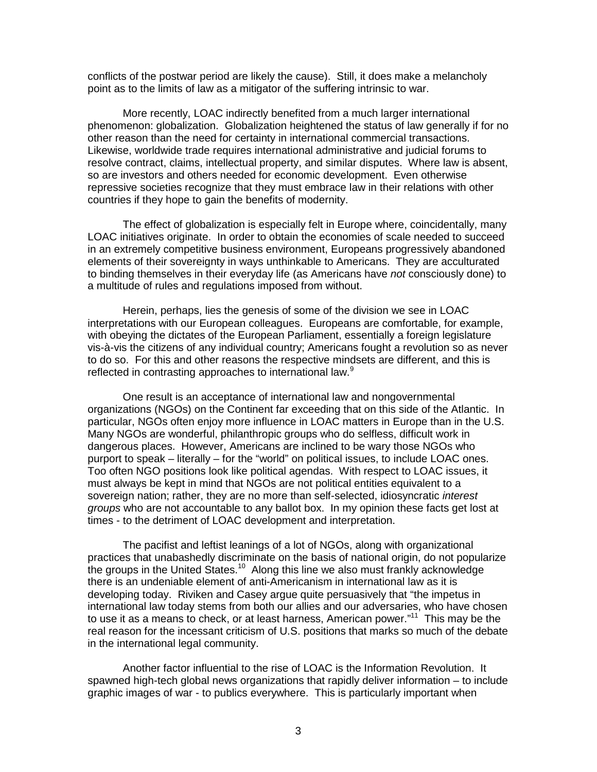conflicts of the postwar period are likely the cause). Still, it does make a melancholy point as to the limits of law as a mitigator of the suffering intrinsic to war.

More recently, LOAC indirectly benefited from a much larger international phenomenon: globalization. Globalization heightened the status of law generally if for no other reason than the need for certainty in international commercial transactions. Likewise, worldwide trade requires international administrative and judicial forums to resolve contract, claims, intellectual property, and similar disputes. Where law is absent, so are investors and others needed for economic development. Even otherwise repressive societies recognize that they must embrace law in their relations with other countries if they hope to gain the benefits of modernity.

The effect of globalization is especially felt in Europe where, coincidentally, many LOAC initiatives originate. In order to obtain the economies of scale needed to succeed in an extremely competitive business environment, Europeans progressively abandoned elements of their sovereignty in ways unthinkable to Americans. They are acculturated to binding themselves in their everyday life (as Americans have *not* consciously done) to a multitude of rules and regulations imposed from without.

Herein, perhaps, lies the genesis of some of the division we see in LOAC interpretations with our European colleagues. Europeans are comfortable, for example, with obeying the dictates of the European Parliament, essentially a foreign legislature vis-à-vis the citizens of any individual country; Americans fought a revolution so as never to do so. For this and other reasons the respective mindsets are different, and this is reflected in contrasting approaches to international law.[9]

One result is an acceptance of international law and nongovernmental organizations (NGOs) on the Continent far exceeding that on this side of the Atlantic. In particular, NGOs often enjoy more influence in LOAC matters in Europe than in the U.S. Many NGOs are wonderful, philanthropic groups who do selfless, difficult work in dangerous places. However, Americans are inclined to be wary those NGOs who purport to speak – literally – for the "world" on political issues, to include LOAC ones. Too often NGO positions look like political agendas. With respect to LOAC issues, it must always be kept in mind that NGOs are not political entities equivalent to a sovereign nation; rather, they are no more than self-selected, idiosyncratic *interest groups* who are not accountable to any ballot box. In my opinion these facts get lost at times - to the detriment of LOAC development and interpretation.

The pacifist and leftist leanings of a lot of NGOs, along with organizational practices that unabashedly discriminate on the basis of national origin, do not popularize the groups in the United States.[10] Along this line we also must frankly acknowledge there is an undeniable element of anti-Americanism in international law as it is developing today. Riviken and Casey argue quite persuasively that "the impetus in international law today stems from both our allies and our adversaries, who have chosen to use it as a means to check, or at least harness, American power."[11] This may be the real reason for the incessant criticism of U.S. positions that marks so much of the debate in the international legal community.

Another factor influential to the rise of LOAC is the Information Revolution. It spawned high-tech global news organizations that rapidly deliver information – to include graphic images of war - to publics everywhere. This is particularly important when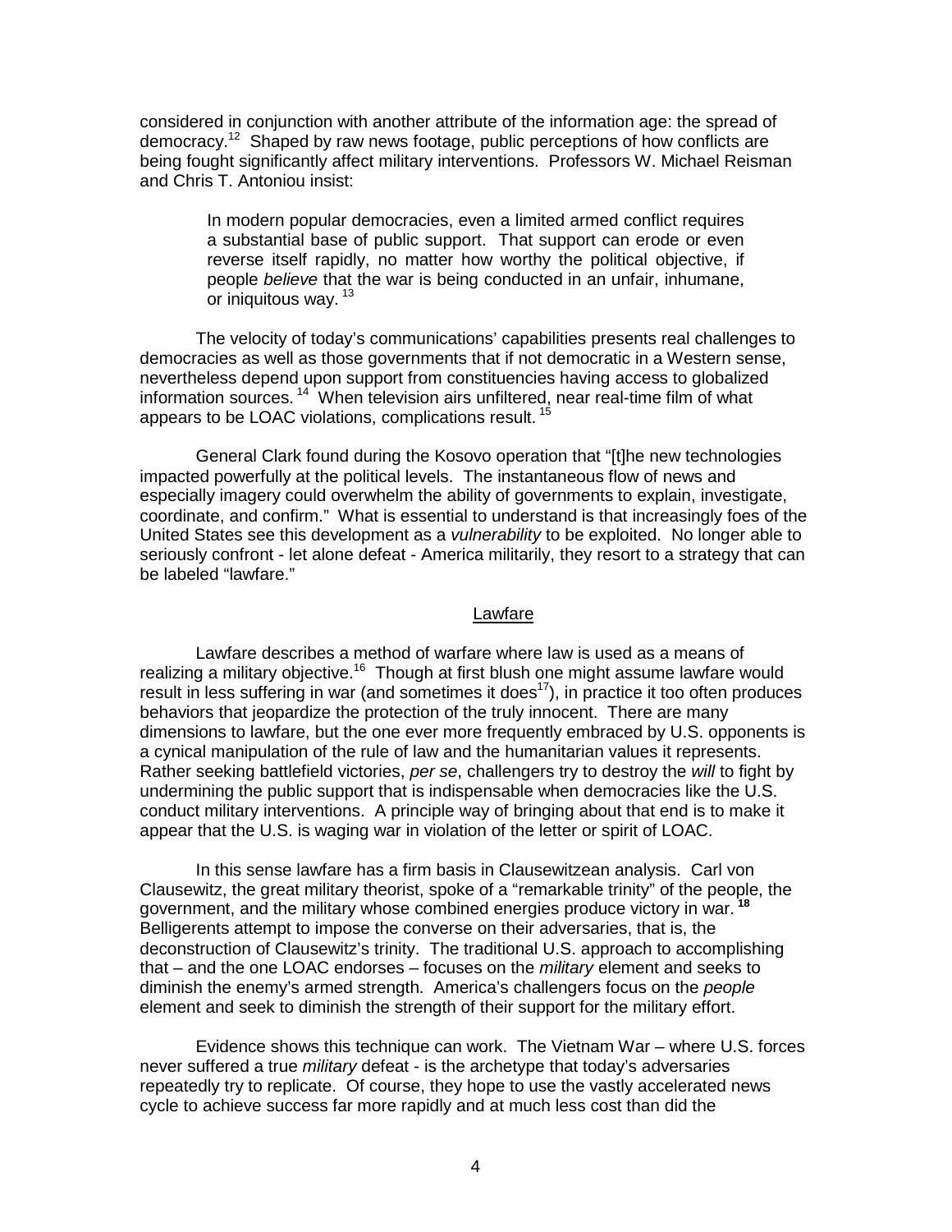considered in conjunction with another attribute of the information age: the spread of democracy.[12] Shaped by raw news footage, public perceptions of how conflicts are being fought significantly affect military interventions. Professors W. Michael Reisman and Chris T. Antoniou insist:

> In modern popular democracies, even a limited armed conflict requires a substantial base of public support. That support can erode or even reverse itself rapidly, no matter how worthy the political objective, if people *believe* that the war is being conducted in an unfair, inhumane, or iniquitous way.[13]

The velocity of today's communications' capabilities presents real challenges to democracies as well as those governments that if not democratic in a Western sense, nevertheless depend upon support from constituencies having access to globalized information sources.[14] When television airs unfiltered, near real-time film of what appears to be LOAC violations, complications result.[15]

General Clark found during the Kosovo operation that "[t]he new technologies impacted powerfully at the political levels. The instantaneous flow of news and especially imagery could overwhelm the ability of governments to explain, investigate, coordinate, and confirm." What is essential to understand is that increasingly foes of the United States see this development as a *vulnerability* to be exploited. No longer able to seriously confront - let alone defeat - America militarily, they resort to a strategy that can be labeled "lawfare."

## Lawfare

Lawfare describes a method of warfare where law is used as a means of realizing a military objective.[16] Though at first blush one might assume lawfare would result in less suffering in war (and sometimes it does[17]), in practice it too often produces behaviors that jeopardize the protection of the truly innocent. There are many dimensions to lawfare, but the one ever more frequently embraced by U.S. opponents is a cynical manipulation of the rule of law and the humanitarian values it represents. Rather seeking battlefield victories, *per se*, challengers try to destroy the *will* to fight by undermining the public support that is indispensable when democracies like the U.S. conduct military interventions. A principle way of bringing about that end is to make it appear that the U.S. is waging war in violation of the letter or spirit of LOAC.

In this sense lawfare has a firm basis in Clausewitzean analysis. Carl von Clausewitz, the great military theorist, spoke of a "remarkable trinity" of the people, the government, and the military whose combined energies produce victory in war.[18] Belligerents attempt to impose the converse on their adversaries, that is, the deconstruction of Clausewitz's trinity. The traditional U.S. approach to accomplishing that – and the one LOAC endorses – focuses on the *military* element and seeks to diminish the enemy's armed strength. America's challengers focus on the *people* element and seek to diminish the strength of their support for the military effort.

Evidence shows this technique can work. The Vietnam War – where U.S. forces never suffered a true *military* defeat - is the archetype that today's adversaries repeatedly try to replicate. Of course, they hope to use the vastly accelerated news cycle to achieve success far more rapidly and at much less cost than did the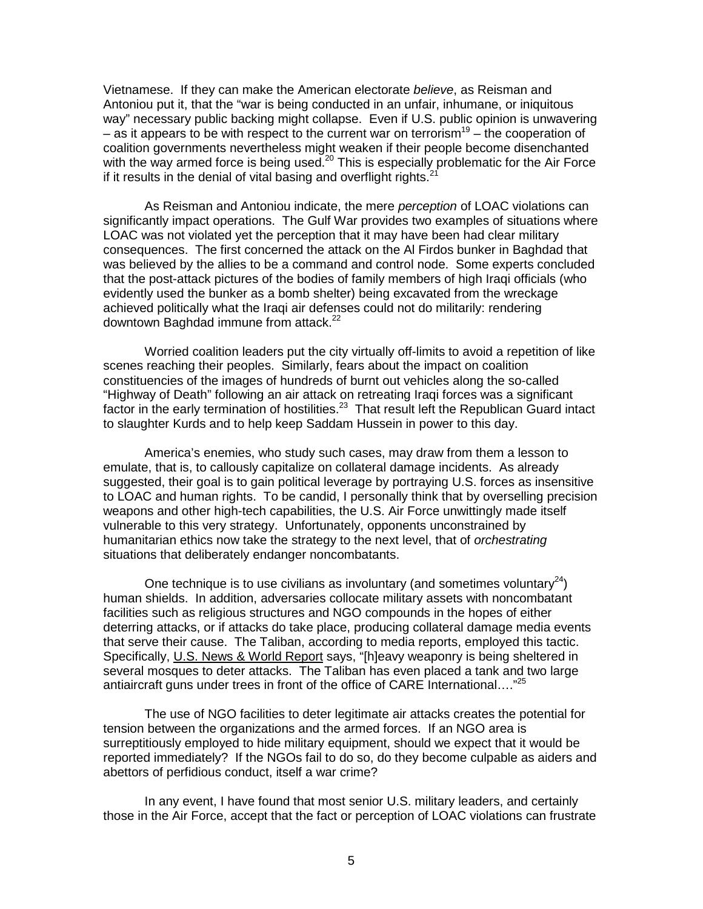Vietnamese. If they can make the American electorate *believe*, as Reisman and Antoniou put it, that the "war is being conducted in an unfair, inhumane, or iniquitous way" necessary public backing might collapse. Even if U.S. public opinion is unwavering – as it appears to be with respect to the current war on terrorism[19] – the cooperation of coalition governments nevertheless might weaken if their people become disenchanted with the way armed force is being used.[20] This is especially problematic for the Air Force if it results in the denial of vital basing and overflight rights.[21]

As Reisman and Antoniou indicate, the mere *perception* of LOAC violations can significantly impact operations. The Gulf War provides two examples of situations where LOAC was not violated yet the perception that it may have been had clear military consequences. The first concerned the attack on the Al Firdos bunker in Baghdad that was believed by the allies to be a command and control node. Some experts concluded that the post-attack pictures of the bodies of family members of high Iraqi officials (who evidently used the bunker as a bomb shelter) being excavated from the wreckage achieved politically what the Iraqi air defenses could not do militarily: rendering downtown Baghdad immune from attack.[22]

Worried coalition leaders put the city virtually off-limits to avoid a repetition of like scenes reaching their peoples. Similarly, fears about the impact on coalition constituencies of the images of hundreds of burnt out vehicles along the so-called "Highway of Death" following an air attack on retreating Iraqi forces was a significant factor in the early termination of hostilities.[23] That result left the Republican Guard intact to slaughter Kurds and to help keep Saddam Hussein in power to this day.

America's enemies, who study such cases, may draw from them a lesson to emulate, that is, to callously capitalize on collateral damage incidents. As already suggested, their goal is to gain political leverage by portraying U.S. forces as insensitive to LOAC and human rights. To be candid, I personally think that by overselling precision weapons and other high-tech capabilities, the U.S. Air Force unwittingly made itself vulnerable to this very strategy. Unfortunately, opponents unconstrained by humanitarian ethics now take the strategy to the next level, that of *orchestrating* situations that deliberately endanger noncombatants.

One technique is to use civilians as involuntary (and sometimes voluntary[24]) human shields. In addition, adversaries collocate military assets with noncombatant facilities such as religious structures and NGO compounds in the hopes of either deterring attacks, or if attacks do take place, producing collateral damage media events that serve their cause. The Taliban, according to media reports, employed this tactic. Specifically, U.S. News & World Report says, "[h]eavy weaponry is being sheltered in several mosques to deter attacks. The Taliban has even placed a tank and two large antiaircraft guns under trees in front of the office of CARE International…."[25]

The use of NGO facilities to deter legitimate air attacks creates the potential for tension between the organizations and the armed forces. If an NGO area is surreptitiously employed to hide military equipment, should we expect that it would be reported immediately? If the NGOs fail to do so, do they become culpable as aiders and abettors of perfidious conduct, itself a war crime?

In any event, I have found that most senior U.S. military leaders, and certainly those in the Air Force, accept that the fact or perception of LOAC violations can frustrate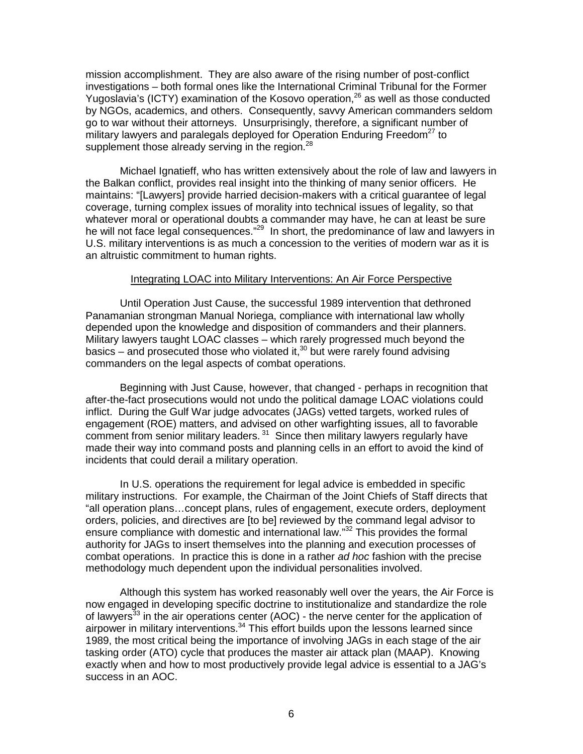mission accomplishment. They are also aware of the rising number of post-conflict investigations – both formal ones like the International Criminal Tribunal for the Former Yugoslavia's (ICTY) examination of the Kosovo operation,[26] as well as those conducted by NGOs, academics, and others. Consequently, savvy American commanders seldom go to war without their attorneys. Unsurprisingly, therefore, a significant number of military lawyers and paralegals deployed for Operation Enduring Freedom[27] to supplement those already serving in the region.[28]

Michael Ignatieff, who has written extensively about the role of law and lawyers in the Balkan conflict, provides real insight into the thinking of many senior officers. He maintains: "[Lawyers] provide harried decision-makers with a critical guarantee of legal coverage, turning complex issues of morality into technical issues of legality, so that whatever moral or operational doubts a commander may have, he can at least be sure he will not face legal consequences."[29] In short, the predominance of law and lawyers in U.S. military interventions is as much a concession to the verities of modern war as it is an altruistic commitment to human rights.

## Integrating LOAC into Military Interventions: An Air Force Perspective

Until Operation Just Cause, the successful 1989 intervention that dethroned Panamanian strongman Manual Noriega, compliance with international law wholly depended upon the knowledge and disposition of commanders and their planners. Military lawyers taught LOAC classes – which rarely progressed much beyond the basics – and prosecuted those who violated it,[30] but were rarely found advising commanders on the legal aspects of combat operations.

Beginning with Just Cause, however, that changed - perhaps in recognition that after-the-fact prosecutions would not undo the political damage LOAC violations could inflict. During the Gulf War judge advocates (JAGs) vetted targets, worked rules of engagement (ROE) matters, and advised on other warfighting issues, all to favorable comment from senior military leaders.[31] Since then military lawyers regularly have made their way into command posts and planning cells in an effort to avoid the kind of incidents that could derail a military operation.

In U.S. operations the requirement for legal advice is embedded in specific military instructions. For example, the Chairman of the Joint Chiefs of Staff directs that "all operation plans…concept plans, rules of engagement, execute orders, deployment orders, policies, and directives are [to be] reviewed by the command legal advisor to ensure compliance with domestic and international law."[32] This provides the formal authority for JAGs to insert themselves into the planning and execution processes of combat operations. In practice this is done in a rather *ad hoc* fashion with the precise methodology much dependent upon the individual personalities involved.

Although this system has worked reasonably well over the years, the Air Force is now engaged in developing specific doctrine to institutionalize and standardize the role of lawyers[33] in the air operations center (AOC) - the nerve center for the application of airpower in military interventions.[34] This effort builds upon the lessons learned since 1989, the most critical being the importance of involving JAGs in each stage of the air tasking order (ATO) cycle that produces the master air attack plan (MAAP). Knowing exactly when and how to most productively provide legal advice is essential to a JAG's success in an AOC.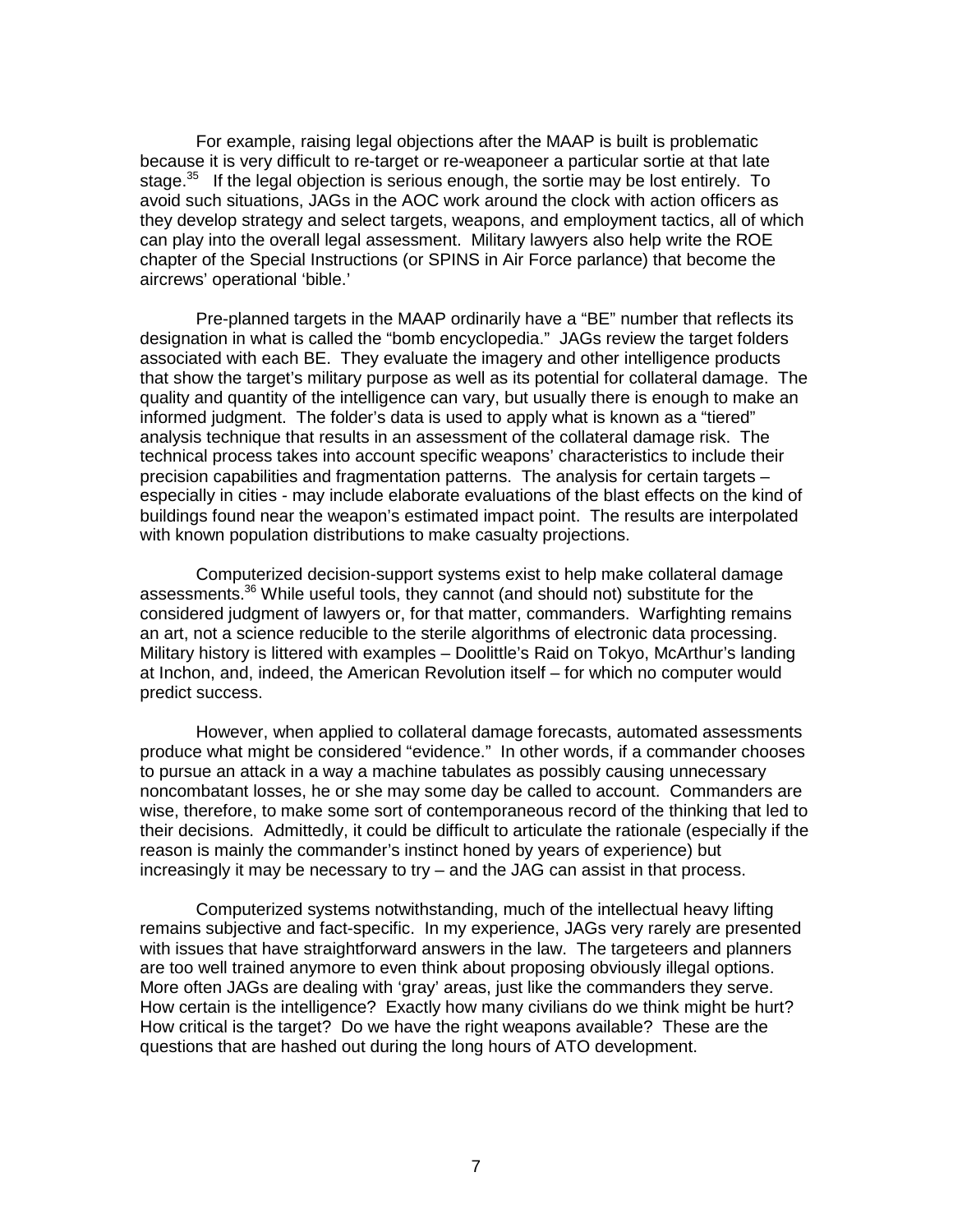For example, raising legal objections after the MAAP is built is problematic because it is very difficult to re-target or re-weaponeer a particular sortie at that late stage.[35] If the legal objection is serious enough, the sortie may be lost entirely. To avoid such situations, JAGs in the AOC work around the clock with action officers as they develop strategy and select targets, weapons, and employment tactics, all of which can play into the overall legal assessment. Military lawyers also help write the ROE chapter of the Special Instructions (or SPINS in Air Force parlance) that become the aircrews' operational 'bible.'

Pre-planned targets in the MAAP ordinarily have a "BE" number that reflects its designation in what is called the "bomb encyclopedia." JAGs review the target folders associated with each BE. They evaluate the imagery and other intelligence products that show the target's military purpose as well as its potential for collateral damage. The quality and quantity of the intelligence can vary, but usually there is enough to make an informed judgment. The folder's data is used to apply what is known as a "tiered" analysis technique that results in an assessment of the collateral damage risk. The technical process takes into account specific weapons' characteristics to include their precision capabilities and fragmentation patterns. The analysis for certain targets – especially in cities - may include elaborate evaluations of the blast effects on the kind of buildings found near the weapon's estimated impact point. The results are interpolated with known population distributions to make casualty projections.

Computerized decision-support systems exist to help make collateral damage assessments.[36] While useful tools, they cannot (and should not) substitute for the considered judgment of lawyers or, for that matter, commanders. Warfighting remains an art, not a science reducible to the sterile algorithms of electronic data processing. Military history is littered with examples – Doolittle's Raid on Tokyo, McArthur's landing at Inchon, and, indeed, the American Revolution itself – for which no computer would predict success.

However, when applied to collateral damage forecasts, automated assessments produce what might be considered "evidence." In other words, if a commander chooses to pursue an attack in a way a machine tabulates as possibly causing unnecessary noncombatant losses, he or she may some day be called to account. Commanders are wise, therefore, to make some sort of contemporaneous record of the thinking that led to their decisions. Admittedly, it could be difficult to articulate the rationale (especially if the reason is mainly the commander's instinct honed by years of experience) but increasingly it may be necessary to try – and the JAG can assist in that process.

Computerized systems notwithstanding, much of the intellectual heavy lifting remains subjective and fact-specific. In my experience, JAGs very rarely are presented with issues that have straightforward answers in the law. The targeteers and planners are too well trained anymore to even think about proposing obviously illegal options. More often JAGs are dealing with 'gray' areas, just like the commanders they serve. How certain is the intelligence? Exactly how many civilians do we think might be hurt? How critical is the target? Do we have the right weapons available? These are the questions that are hashed out during the long hours of ATO development.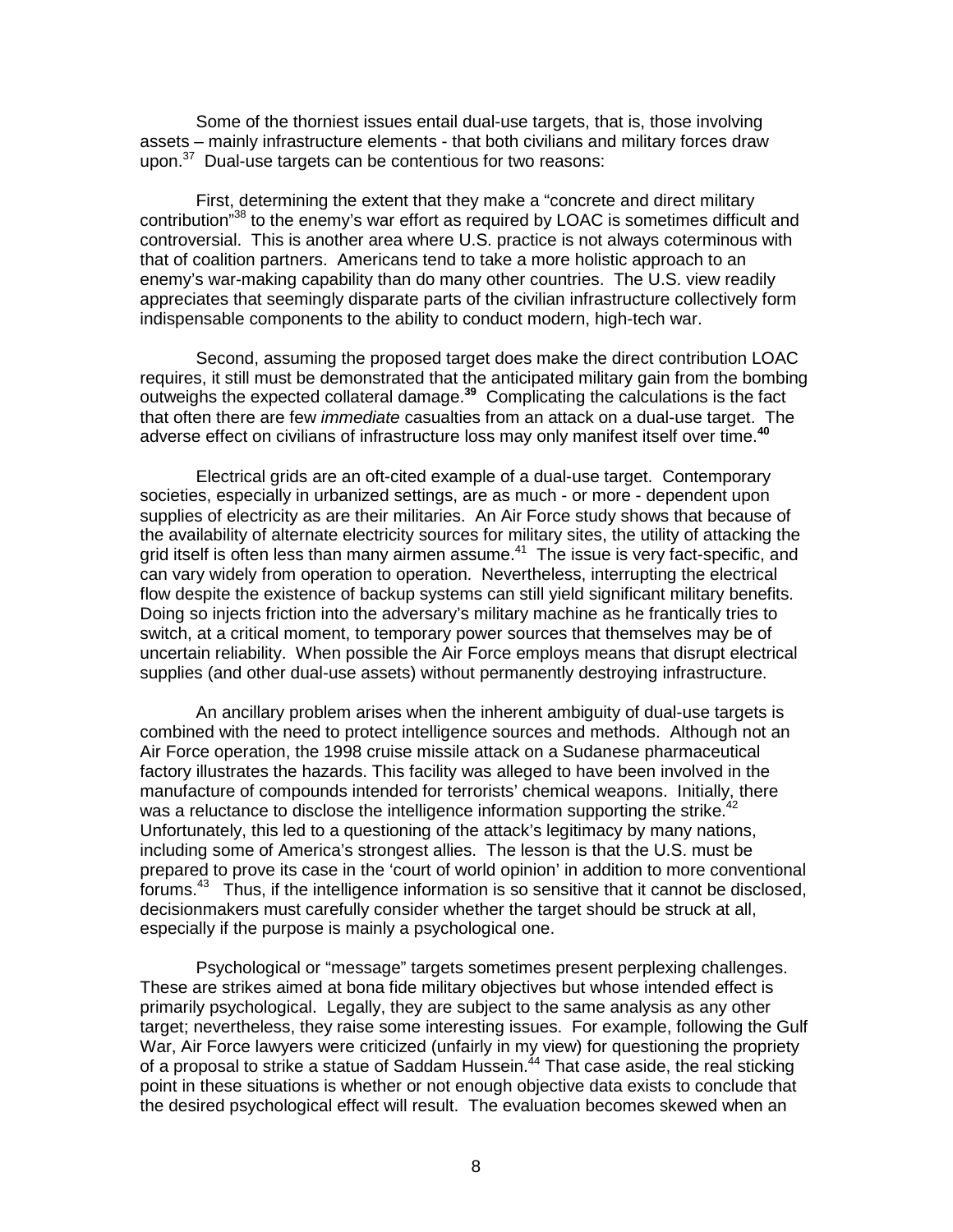Some of the thorniest issues entail dual-use targets, that is, those involving assets – mainly infrastructure elements - that both civilians and military forces draw upon.[37] Dual-use targets can be contentious for two reasons:

First, determining the extent that they make a "concrete and direct military contribution"[38] to the enemy's war effort as required by LOAC is sometimes difficult and controversial. This is another area where U.S. practice is not always coterminous with that of coalition partners. Americans tend to take a more holistic approach to an enemy's war-making capability than do many other countries. The U.S. view readily appreciates that seemingly disparate parts of the civilian infrastructure collectively form indispensable components to the ability to conduct modern, high-tech war.

Second, assuming the proposed target does make the direct contribution LOAC requires, it still must be demonstrated that the anticipated military gain from the bombing outweighs the expected collateral damage.[39] Complicating the calculations is the fact that often there are few *immediate* casualties from an attack on a dual-use target. The adverse effect on civilians of infrastructure loss may only manifest itself over time.[40]

Electrical grids are an oft-cited example of a dual-use target. Contemporary societies, especially in urbanized settings, are as much - or more - dependent upon supplies of electricity as are their militaries. An Air Force study shows that because of the availability of alternate electricity sources for military sites, the utility of attacking the grid itself is often less than many airmen assume.[41] The issue is very fact-specific, and can vary widely from operation to operation. Nevertheless, interrupting the electrical flow despite the existence of backup systems can still yield significant military benefits. Doing so injects friction into the adversary's military machine as he frantically tries to switch, at a critical moment, to temporary power sources that themselves may be of uncertain reliability. When possible the Air Force employs means that disrupt electrical supplies (and other dual-use assets) without permanently destroying infrastructure.

An ancillary problem arises when the inherent ambiguity of dual-use targets is combined with the need to protect intelligence sources and methods. Although not an Air Force operation, the 1998 cruise missile attack on a Sudanese pharmaceutical factory illustrates the hazards. This facility was alleged to have been involved in the manufacture of compounds intended for terrorists' chemical weapons. Initially, there was a reluctance to disclose the intelligence information supporting the strike.[42] Unfortunately, this led to a questioning of the attack's legitimacy by many nations, including some of America's strongest allies. The lesson is that the U.S. must be prepared to prove its case in the 'court of world opinion' in addition to more conventional forums.[43] Thus, if the intelligence information is so sensitive that it cannot be disclosed, decisionmakers must carefully consider whether the target should be struck at all, especially if the purpose is mainly a psychological one.

Psychological or "message" targets sometimes present perplexing challenges. These are strikes aimed at bona fide military objectives but whose intended effect is primarily psychological. Legally, they are subject to the same analysis as any other target; nevertheless, they raise some interesting issues. For example, following the Gulf War, Air Force lawyers were criticized (unfairly in my view) for questioning the propriety of a proposal to strike a statue of Saddam Hussein.[44] That case aside, the real sticking point in these situations is whether or not enough objective data exists to conclude that the desired psychological effect will result. The evaluation becomes skewed when an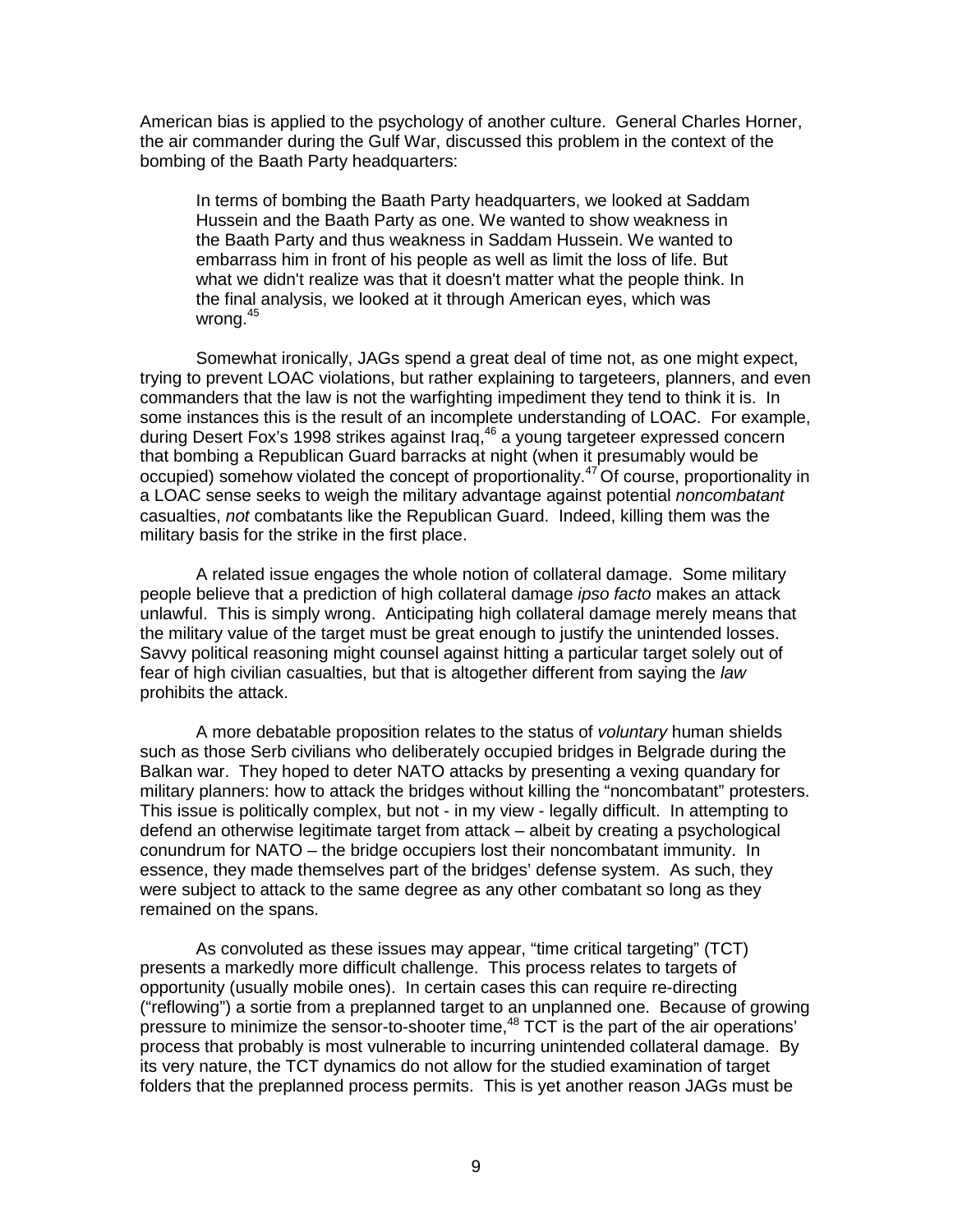American bias is applied to the psychology of another culture. General Charles Horner, the air commander during the Gulf War, discussed this problem in the context of the bombing of the Baath Party headquarters:

> In terms of bombing the Baath Party headquarters, we looked at Saddam Hussein and the Baath Party as one. We wanted to show weakness in the Baath Party and thus weakness in Saddam Hussein. We wanted to embarrass him in front of his people as well as limit the loss of life. But what we didn't realize was that it doesn't matter what the people think. In the final analysis, we looked at it through American eyes, which was wrong.[45]

Somewhat ironically, JAGs spend a great deal of time not, as one might expect, trying to prevent LOAC violations, but rather explaining to targeteers, planners, and even commanders that the law is not the warfighting impediment they tend to think it is. In some instances this is the result of an incomplete understanding of LOAC. For example, during Desert Fox's 1998 strikes against Iraq,[46] a young targeteer expressed concern that bombing a Republican Guard barracks at night (when it presumably would be occupied) somehow violated the concept of proportionality.[47] Of course, proportionality in a LOAC sense seeks to weigh the military advantage against potential *noncombatant* casualties, *not* combatants like the Republican Guard. Indeed, killing them was the military basis for the strike in the first place.

A related issue engages the whole notion of collateral damage. Some military people believe that a prediction of high collateral damage *ipso facto* makes an attack unlawful. This is simply wrong. Anticipating high collateral damage merely means that the military value of the target must be great enough to justify the unintended losses. Savvy political reasoning might counsel against hitting a particular target solely out of fear of high civilian casualties, but that is altogether different from saying the *law* prohibits the attack.

A more debatable proposition relates to the status of *voluntary* human shields such as those Serb civilians who deliberately occupied bridges in Belgrade during the Balkan war. They hoped to deter NATO attacks by presenting a vexing quandary for military planners: how to attack the bridges without killing the "noncombatant" protesters. This issue is politically complex, but not - in my view - legally difficult. In attempting to defend an otherwise legitimate target from attack – albeit by creating a psychological conundrum for NATO – the bridge occupiers lost their noncombatant immunity. In essence, they made themselves part of the bridges' defense system. As such, they were subject to attack to the same degree as any other combatant so long as they remained on the spans.

As convoluted as these issues may appear, "time critical targeting" (TCT) presents a markedly more difficult challenge. This process relates to targets of opportunity (usually mobile ones). In certain cases this can require re-directing ("reflowing") a sortie from a preplanned target to an unplanned one. Because of growing pressure to minimize the sensor-to-shooter time,[48] TCT is the part of the air operations' process that probably is most vulnerable to incurring unintended collateral damage. By its very nature, the TCT dynamics do not allow for the studied examination of target folders that the preplanned process permits. This is yet another reason JAGs must be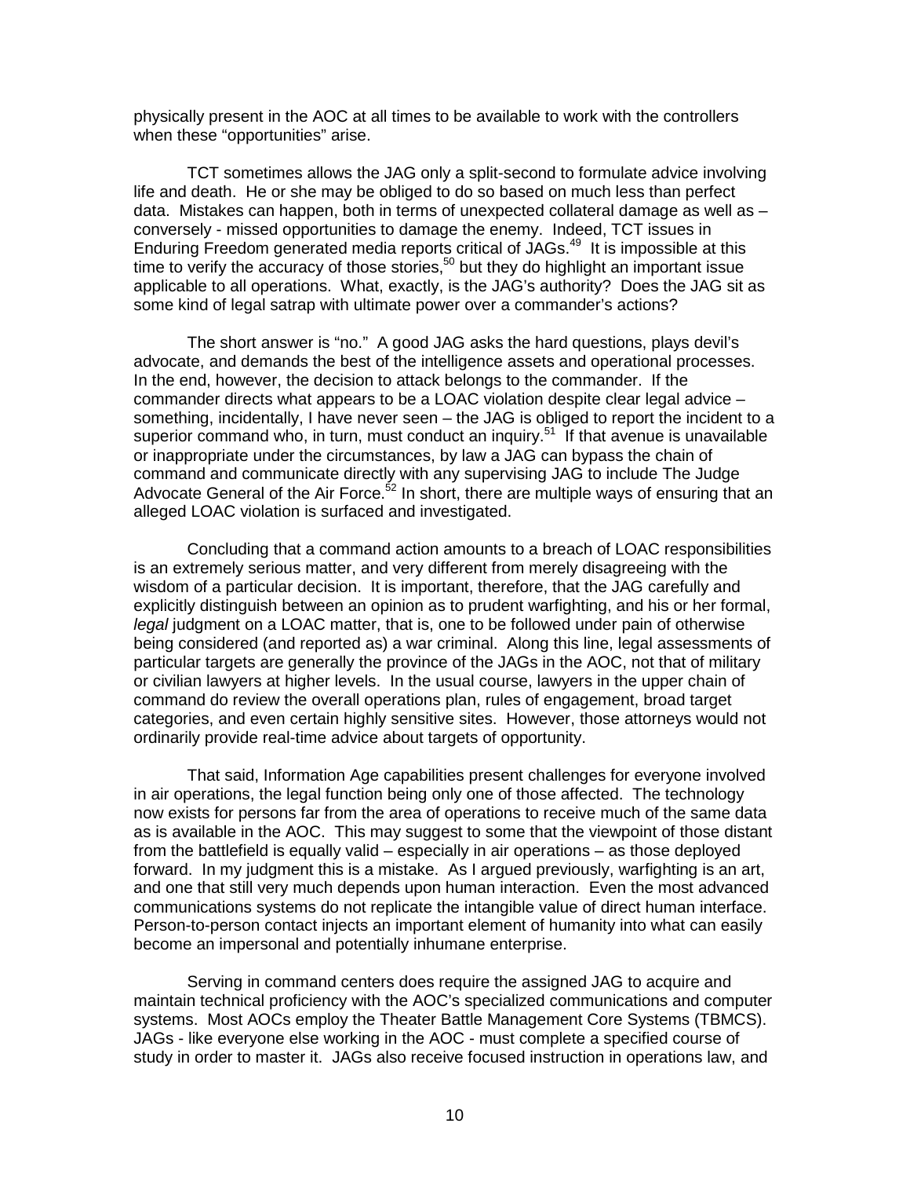physically present in the AOC at all times to be available to work with the controllers when these "opportunities" arise.

TCT sometimes allows the JAG only a split-second to formulate advice involving life and death. He or she may be obliged to do so based on much less than perfect data. Mistakes can happen, both in terms of unexpected collateral damage as well as – conversely - missed opportunities to damage the enemy. Indeed, TCT issues in Enduring Freedom generated media reports critical of JAGs.[49] It is impossible at this time to verify the accuracy of those stories,[50] but they do highlight an important issue applicable to all operations. What, exactly, is the JAG's authority? Does the JAG sit as some kind of legal satrap with ultimate power over a commander's actions?

The short answer is "no." A good JAG asks the hard questions, plays devil's advocate, and demands the best of the intelligence assets and operational processes. In the end, however, the decision to attack belongs to the commander. If the commander directs what appears to be a LOAC violation despite clear legal advice – something, incidentally, I have never seen – the JAG is obliged to report the incident to a superior command who, in turn, must conduct an inquiry.[51] If that avenue is unavailable or inappropriate under the circumstances, by law a JAG can bypass the chain of command and communicate directly with any supervising JAG to include The Judge Advocate General of the Air Force.[52] In short, there are multiple ways of ensuring that an alleged LOAC violation is surfaced and investigated.

Concluding that a command action amounts to a breach of LOAC responsibilities is an extremely serious matter, and very different from merely disagreeing with the wisdom of a particular decision. It is important, therefore, that the JAG carefully and explicitly distinguish between an opinion as to prudent warfighting, and his or her formal, *legal* judgment on a LOAC matter, that is, one to be followed under pain of otherwise being considered (and reported as) a war criminal. Along this line, legal assessments of particular targets are generally the province of the JAGs in the AOC, not that of military or civilian lawyers at higher levels. In the usual course, lawyers in the upper chain of command do review the overall operations plan, rules of engagement, broad target categories, and even certain highly sensitive sites. However, those attorneys would not ordinarily provide real-time advice about targets of opportunity.

That said, Information Age capabilities present challenges for everyone involved in air operations, the legal function being only one of those affected. The technology now exists for persons far from the area of operations to receive much of the same data as is available in the AOC. This may suggest to some that the viewpoint of those distant from the battlefield is equally valid – especially in air operations – as those deployed forward. In my judgment this is a mistake. As I argued previously, warfighting is an art, and one that still very much depends upon human interaction. Even the most advanced communications systems do not replicate the intangible value of direct human interface. Person-to-person contact injects an important element of humanity into what can easily become an impersonal and potentially inhumane enterprise.

Serving in command centers does require the assigned JAG to acquire and maintain technical proficiency with the AOC's specialized communications and computer systems. Most AOCs employ the Theater Battle Management Core Systems (TBMCS). JAGs - like everyone else working in the AOC - must complete a specified course of study in order to master it. JAGs also receive focused instruction in operations law, and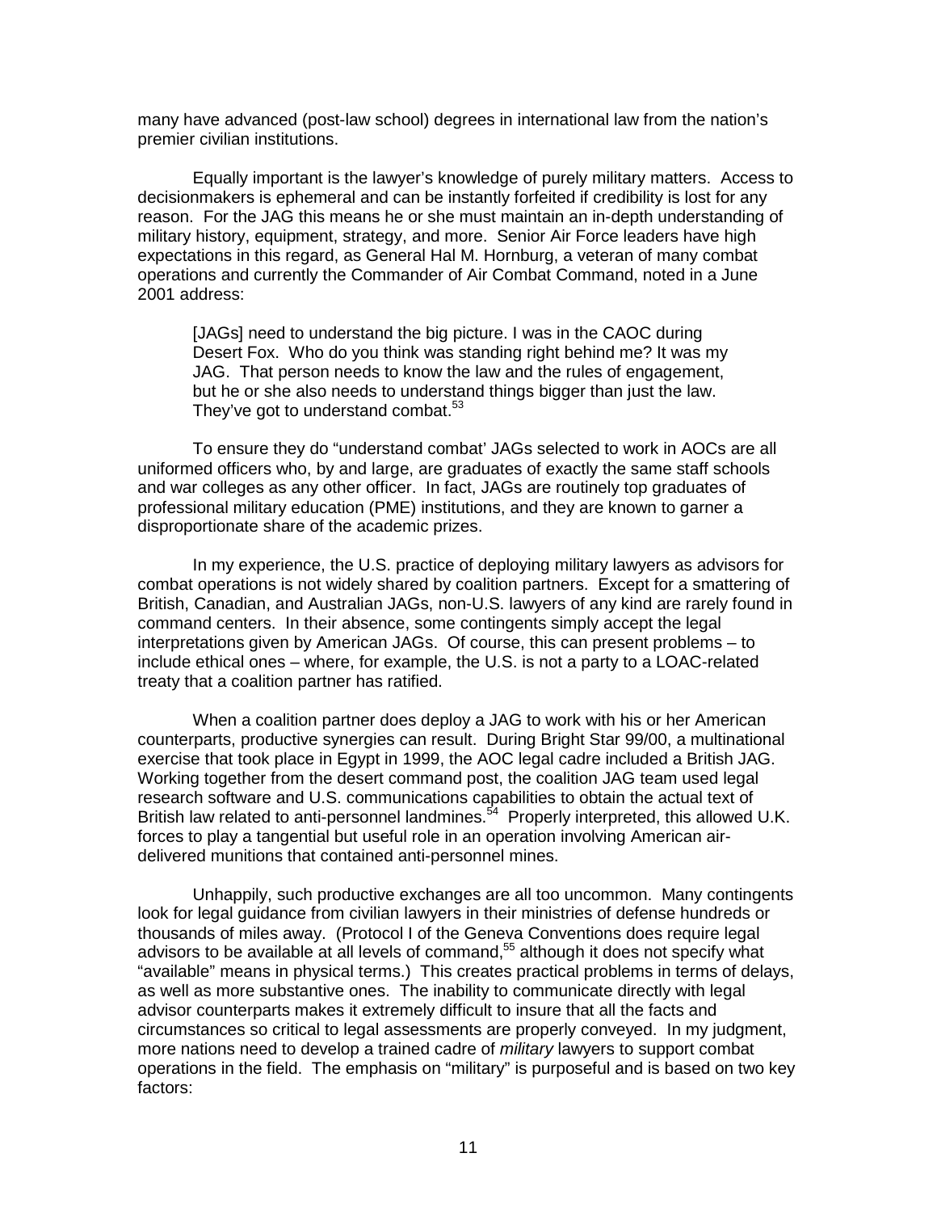many have advanced (post-law school) degrees in international law from the nation's premier civilian institutions.

Equally important is the lawyer's knowledge of purely military matters. Access to decisionmakers is ephemeral and can be instantly forfeited if credibility is lost for any reason. For the JAG this means he or she must maintain an in-depth understanding of military history, equipment, strategy, and more. Senior Air Force leaders have high expectations in this regard, as General Hal M. Hornburg, a veteran of many combat operations and currently the Commander of Air Combat Command, noted in a June 2001 address:

> [JAGs] need to understand the big picture. I was in the CAOC during Desert Fox. Who do you think was standing right behind me? It was my JAG. That person needs to know the law and the rules of engagement, but he or she also needs to understand things bigger than just the law. They've got to understand combat.[53]

To ensure they do "understand combat' JAGs selected to work in AOCs are all uniformed officers who, by and large, are graduates of exactly the same staff schools and war colleges as any other officer. In fact, JAGs are routinely top graduates of professional military education (PME) institutions, and they are known to garner a disproportionate share of the academic prizes.

In my experience, the U.S. practice of deploying military lawyers as advisors for combat operations is not widely shared by coalition partners. Except for a smattering of British, Canadian, and Australian JAGs, non-U.S. lawyers of any kind are rarely found in command centers. In their absence, some contingents simply accept the legal interpretations given by American JAGs. Of course, this can present problems – to include ethical ones – where, for example, the U.S. is not a party to a LOAC-related treaty that a coalition partner has ratified.

When a coalition partner does deploy a JAG to work with his or her American counterparts, productive synergies can result. During Bright Star 99/00, a multinational exercise that took place in Egypt in 1999, the AOC legal cadre included a British JAG. Working together from the desert command post, the coalition JAG team used legal research software and U.S. communications capabilities to obtain the actual text of British law related to anti-personnel landmines.[54] Properly interpreted, this allowed U.K. forces to play a tangential but useful role in an operation involving American air-delivered munitions that contained anti-personnel mines.

Unhappily, such productive exchanges are all too uncommon. Many contingents look for legal guidance from civilian lawyers in their ministries of defense hundreds or thousands of miles away. (Protocol I of the Geneva Conventions does require legal advisors to be available at all levels of command,[55] although it does not specify what "available" means in physical terms.) This creates practical problems in terms of delays, as well as more substantive ones. The inability to communicate directly with legal advisor counterparts makes it extremely difficult to insure that all the facts and circumstances so critical to legal assessments are properly conveyed. In my judgment, more nations need to develop a trained cadre of *military* lawyers to support combat operations in the field. The emphasis on "military" is purposeful and is based on two key factors: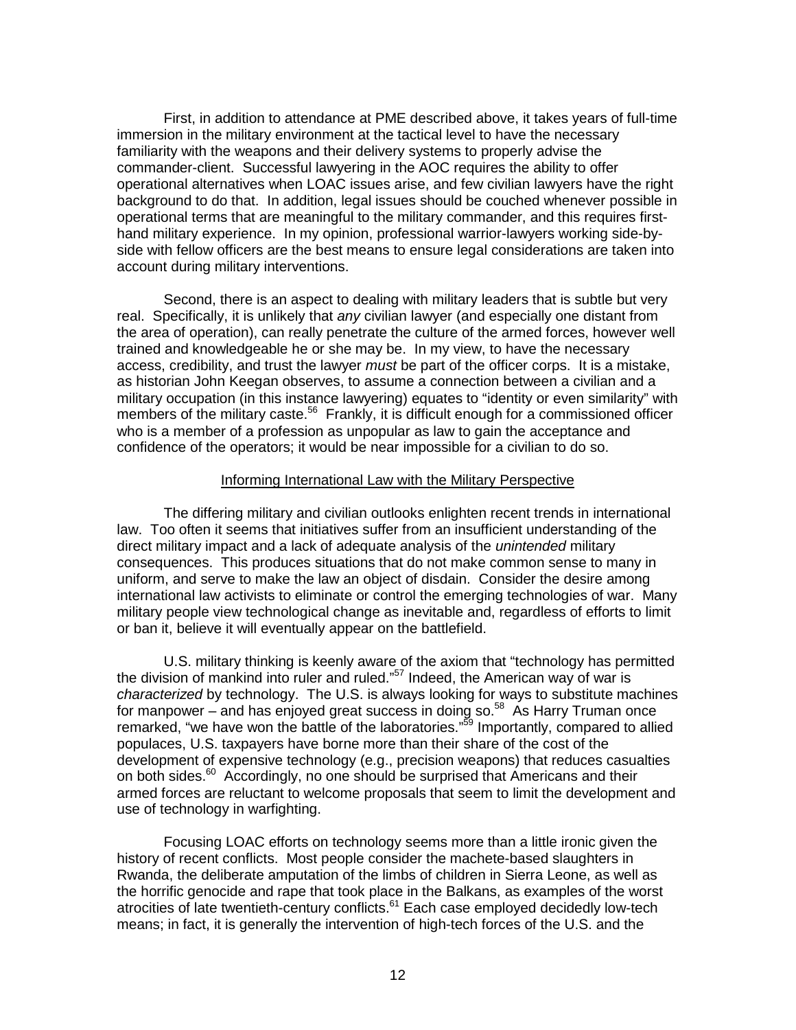First, in addition to attendance at PME described above, it takes years of full-time immersion in the military environment at the tactical level to have the necessary familiarity with the weapons and their delivery systems to properly advise the commander-client. Successful lawyering in the AOC requires the ability to offer operational alternatives when LOAC issues arise, and few civilian lawyers have the right background to do that. In addition, legal issues should be couched whenever possible in operational terms that are meaningful to the military commander, and this requires first-hand military experience. In my opinion, professional warrior-lawyers working side-by-side with fellow officers are the best means to ensure legal considerations are taken into account during military interventions.

Second, there is an aspect to dealing with military leaders that is subtle but very real. Specifically, it is unlikely that *any* civilian lawyer (and especially one distant from the area of operation), can really penetrate the culture of the armed forces, however well trained and knowledgeable he or she may be. In my view, to have the necessary access, credibility, and trust the lawyer *must* be part of the officer corps. It is a mistake, as historian John Keegan observes, to assume a connection between a civilian and a military occupation (in this instance lawyering) equates to "identity or even similarity" with members of the military caste.[56] Frankly, it is difficult enough for a commissioned officer who is a member of a profession as unpopular as law to gain the acceptance and confidence of the operators; it would be near impossible for a civilian to do so.

## Informing International Law with the Military Perspective

The differing military and civilian outlooks enlighten recent trends in international law. Too often it seems that initiatives suffer from an insufficient understanding of the direct military impact and a lack of adequate analysis of the *unintended* military consequences. This produces situations that do not make common sense to many in uniform, and serve to make the law an object of disdain. Consider the desire among international law activists to eliminate or control the emerging technologies of war. Many military people view technological change as inevitable and, regardless of efforts to limit or ban it, believe it will eventually appear on the battlefield.

U.S. military thinking is keenly aware of the axiom that "technology has permitted the division of mankind into ruler and ruled."[57] Indeed, the American way of war is *characterized* by technology. The U.S. is always looking for ways to substitute machines for manpower – and has enjoyed great success in doing so.[58] As Harry Truman once remarked, "we have won the battle of the laboratories."[59] Importantly, compared to allied populaces, U.S. taxpayers have borne more than their share of the cost of the development of expensive technology (e.g., precision weapons) that reduces casualties on both sides.[60] Accordingly, no one should be surprised that Americans and their armed forces are reluctant to welcome proposals that seem to limit the development and use of technology in warfighting.

Focusing LOAC efforts on technology seems more than a little ironic given the history of recent conflicts. Most people consider the machete-based slaughters in Rwanda, the deliberate amputation of the limbs of children in Sierra Leone, as well as the horrific genocide and rape that took place in the Balkans, as examples of the worst atrocities of late twentieth-century conflicts.[61] Each case employed decidedly low-tech means; in fact, it is generally the intervention of high-tech forces of the U.S. and the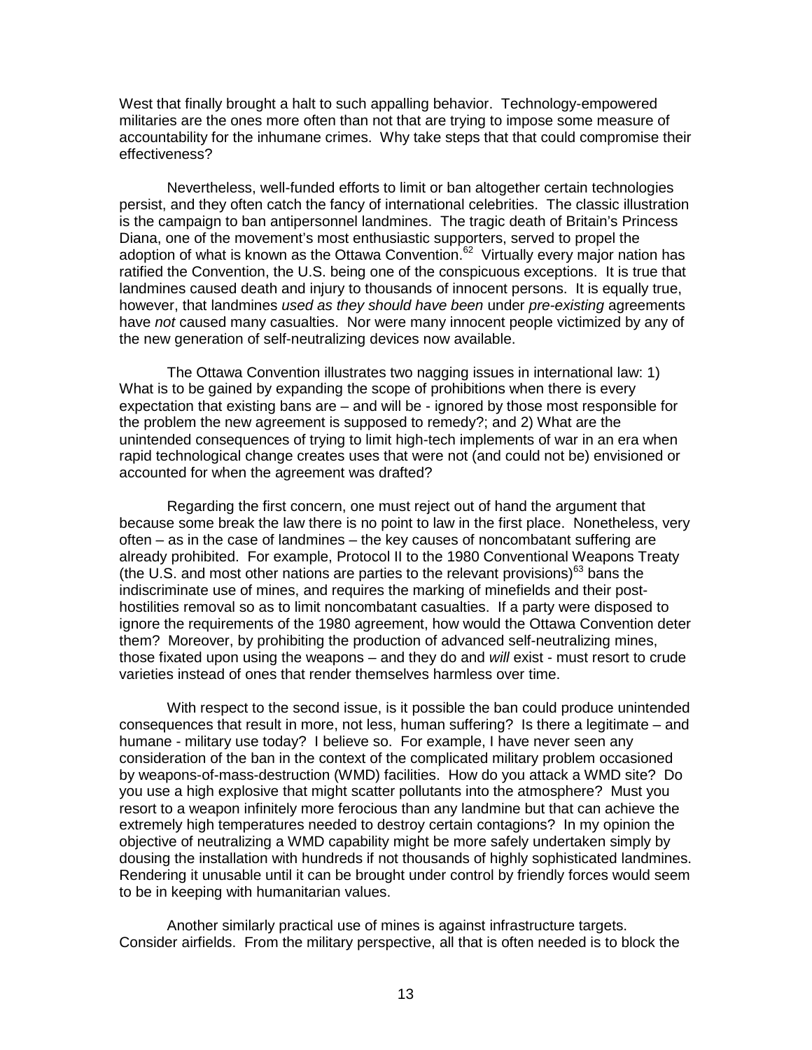West that finally brought a halt to such appalling behavior. Technology-empowered militaries are the ones more often than not that are trying to impose some measure of accountability for the inhumane crimes. Why take steps that that could compromise their effectiveness?

Nevertheless, well-funded efforts to limit or ban altogether certain technologies persist, and they often catch the fancy of international celebrities. The classic illustration is the campaign to ban antipersonnel landmines. The tragic death of Britain's Princess Diana, one of the movement's most enthusiastic supporters, served to propel the adoption of what is known as the Ottawa Convention.[62] Virtually every major nation has ratified the Convention, the U.S. being one of the conspicuous exceptions. It is true that landmines caused death and injury to thousands of innocent persons. It is equally true, however, that landmines *used as they should have been* under *pre-existing* agreements have *not* caused many casualties. Nor were many innocent people victimized by any of the new generation of self-neutralizing devices now available.

The Ottawa Convention illustrates two nagging issues in international law: 1) What is to be gained by expanding the scope of prohibitions when there is every expectation that existing bans are – and will be - ignored by those most responsible for the problem the new agreement is supposed to remedy?; and 2) What are the unintended consequences of trying to limit high-tech implements of war in an era when rapid technological change creates uses that were not (and could not be) envisioned or accounted for when the agreement was drafted?

Regarding the first concern, one must reject out of hand the argument that because some break the law there is no point to law in the first place. Nonetheless, very often – as in the case of landmines – the key causes of noncombatant suffering are already prohibited. For example, Protocol II to the 1980 Conventional Weapons Treaty (the U.S. and most other nations are parties to the relevant provisions)[63] bans the indiscriminate use of mines, and requires the marking of minefields and their post-hostilities removal so as to limit noncombatant casualties. If a party were disposed to ignore the requirements of the 1980 agreement, how would the Ottawa Convention deter them? Moreover, by prohibiting the production of advanced self-neutralizing mines, those fixated upon using the weapons – and they do and *will* exist - must resort to crude varieties instead of ones that render themselves harmless over time.

With respect to the second issue, is it possible the ban could produce unintended consequences that result in more, not less, human suffering? Is there a legitimate – and humane - military use today? I believe so. For example, I have never seen any consideration of the ban in the context of the complicated military problem occasioned by weapons-of-mass-destruction (WMD) facilities. How do you attack a WMD site? Do you use a high explosive that might scatter pollutants into the atmosphere? Must you resort to a weapon infinitely more ferocious than any landmine but that can achieve the extremely high temperatures needed to destroy certain contagions? In my opinion the objective of neutralizing a WMD capability might be more safely undertaken simply by dousing the installation with hundreds if not thousands of highly sophisticated landmines. Rendering it unusable until it can be brought under control by friendly forces would seem to be in keeping with humanitarian values.

Another similarly practical use of mines is against infrastructure targets. Consider airfields. From the military perspective, all that is often needed is to block the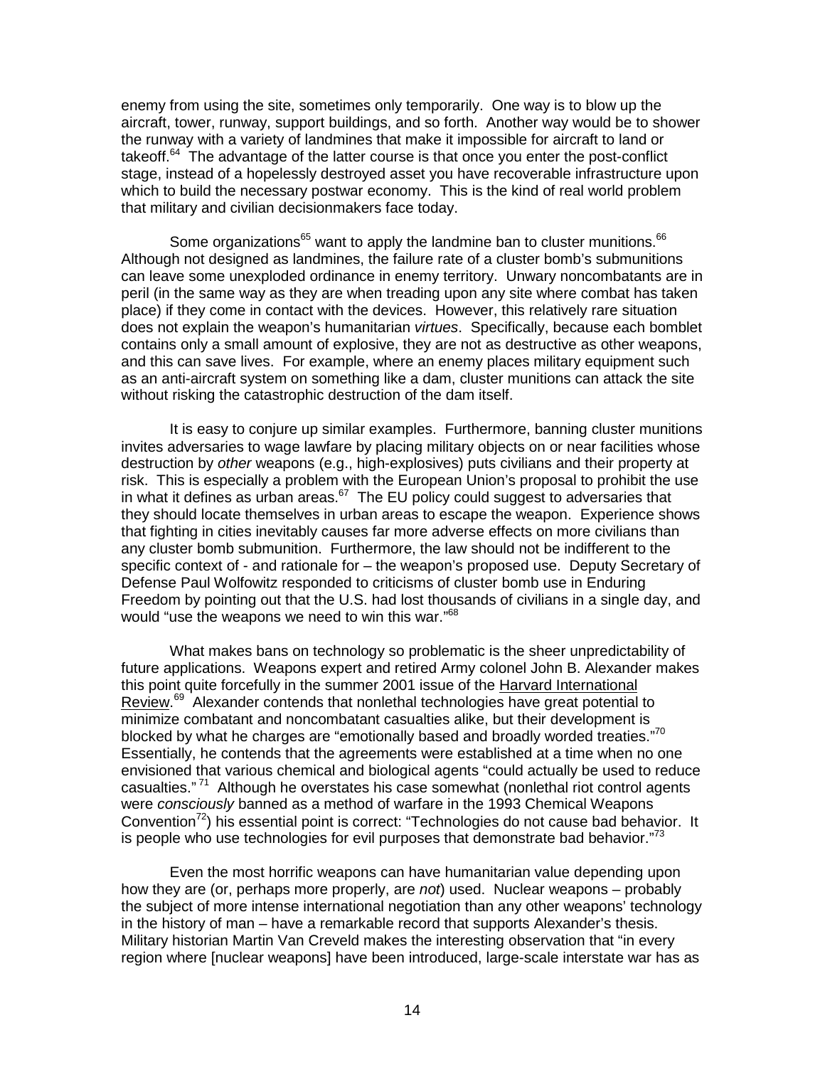enemy from using the site, sometimes only temporarily. One way is to blow up the aircraft, tower, runway, support buildings, and so forth. Another way would be to shower the runway with a variety of landmines that make it impossible for aircraft to land or takeoff.[64] The advantage of the latter course is that once you enter the post-conflict stage, instead of a hopelessly destroyed asset you have recoverable infrastructure upon which to build the necessary postwar economy. This is the kind of real world problem that military and civilian decisionmakers face today.

Some organizations[65] want to apply the landmine ban to cluster munitions.[66] Although not designed as landmines, the failure rate of a cluster bomb's submunitions can leave some unexploded ordinance in enemy territory. Unwary noncombatants are in peril (in the same way as they are when treading upon any site where combat has taken place) if they come in contact with the devices. However, this relatively rare situation does not explain the weapon's humanitarian *virtues*. Specifically, because each bomblet contains only a small amount of explosive, they are not as destructive as other weapons, and this can save lives. For example, where an enemy places military equipment such as an anti-aircraft system on something like a dam, cluster munitions can attack the site without risking the catastrophic destruction of the dam itself.

It is easy to conjure up similar examples. Furthermore, banning cluster munitions invites adversaries to wage lawfare by placing military objects on or near facilities whose destruction by *other* weapons (e.g., high-explosives) puts civilians and their property at risk. This is especially a problem with the European Union's proposal to prohibit the use in what it defines as urban areas.[67] The EU policy could suggest to adversaries that they should locate themselves in urban areas to escape the weapon. Experience shows that fighting in cities inevitably causes far more adverse effects on more civilians than any cluster bomb submunition. Furthermore, the law should not be indifferent to the specific context of - and rationale for – the weapon's proposed use. Deputy Secretary of Defense Paul Wolfowitz responded to criticisms of cluster bomb use in Enduring Freedom by pointing out that the U.S. had lost thousands of civilians in a single day, and would "use the weapons we need to win this war."[68]

What makes bans on technology so problematic is the sheer unpredictability of future applications. Weapons expert and retired Army colonel John B. Alexander makes this point quite forcefully in the summer 2001 issue of the Harvard International Review.[69] Alexander contends that nonlethal technologies have great potential to minimize combatant and noncombatant casualties alike, but their development is blocked by what he charges are "emotionally based and broadly worded treaties."[70] Essentially, he contends that the agreements were established at a time when no one envisioned that various chemical and biological agents "could actually be used to reduce casualties."[71] Although he overstates his case somewhat (nonlethal riot control agents were *consciously* banned as a method of warfare in the 1993 Chemical Weapons Convention[72]) his essential point is correct: "Technologies do not cause bad behavior. It is people who use technologies for evil purposes that demonstrate bad behavior."[73]

Even the most horrific weapons can have humanitarian value depending upon how they are (or, perhaps more properly, are *not*) used. Nuclear weapons – probably the subject of more intense international negotiation than any other weapons' technology in the history of man – have a remarkable record that supports Alexander's thesis. Military historian Martin Van Creveld makes the interesting observation that "in every region where [nuclear weapons] have been introduced, large-scale interstate war has as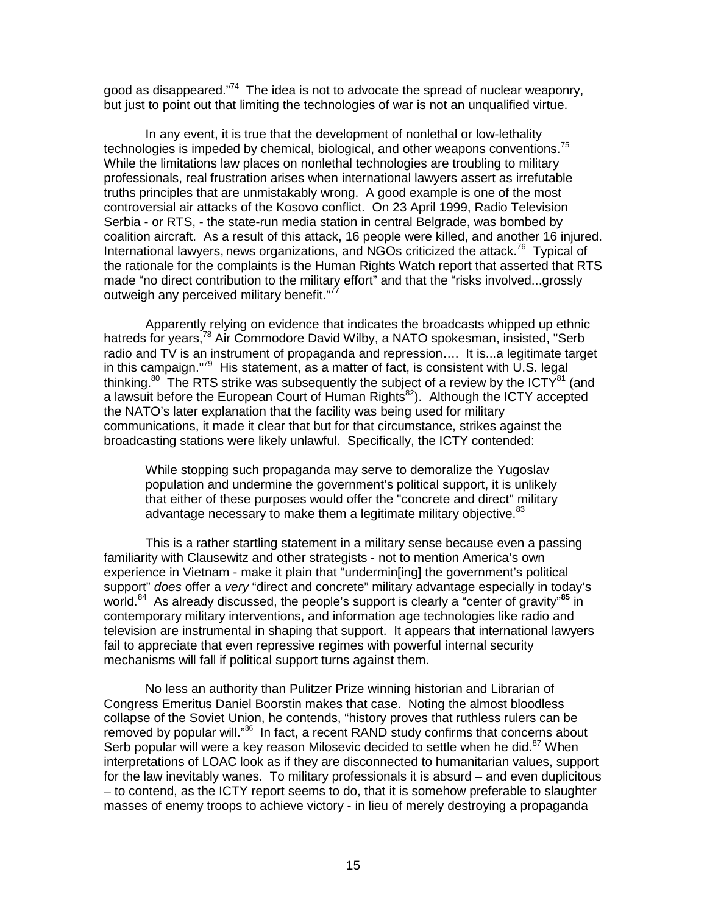good as disappeared."[74] The idea is not to advocate the spread of nuclear weaponry, but just to point out that limiting the technologies of war is not an unqualified virtue.

In any event, it is true that the development of nonlethal or low-lethality technologies is impeded by chemical, biological, and other weapons conventions.[75] While the limitations law places on nonlethal technologies are troubling to military professionals, real frustration arises when international lawyers assert as irrefutable truths principles that are unmistakably wrong. A good example is one of the most controversial air attacks of the Kosovo conflict. On 23 April 1999, Radio Television Serbia - or RTS, - the state-run media station in central Belgrade, was bombed by coalition aircraft. As a result of this attack, 16 people were killed, and another 16 injured. International lawyers, news organizations, and NGOs criticized the attack.[76] Typical of the rationale for the complaints is the Human Rights Watch report that asserted that RTS made "no direct contribution to the military effort" and that the "risks involved...grossly outweigh any perceived military benefit."[77]

Apparently relying on evidence that indicates the broadcasts whipped up ethnic hatreds for years,[78] Air Commodore David Wilby, a NATO spokesman, insisted, "Serb radio and TV is an instrument of propaganda and repression…. It is...a legitimate target in this campaign."[79] His statement, as a matter of fact, is consistent with U.S. legal thinking.[80] The RTS strike was subsequently the subject of a review by the ICTY[81] (and a lawsuit before the European Court of Human Rights[82]). Although the ICTY accepted the NATO's later explanation that the facility was being used for military communications, it made it clear that but for that circumstance, strikes against the broadcasting stations were likely unlawful. Specifically, the ICTY contended:

> While stopping such propaganda may serve to demoralize the Yugoslav population and undermine the government's political support, it is unlikely that either of these purposes would offer the "concrete and direct" military advantage necessary to make them a legitimate military objective.[83]

This is a rather startling statement in a military sense because even a passing familiarity with Clausewitz and other strategists - not to mention America's own experience in Vietnam - make it plain that "undermin[ing] the government's political support" *does* offer a *very* "direct and concrete" military advantage especially in today's world.[84] As already discussed, the people's support is clearly a "center of gravity"[85] in contemporary military interventions, and information age technologies like radio and television are instrumental in shaping that support. It appears that international lawyers fail to appreciate that even repressive regimes with powerful internal security mechanisms will fall if political support turns against them.

No less an authority than Pulitzer Prize winning historian and Librarian of Congress Emeritus Daniel Boorstin makes that case. Noting the almost bloodless collapse of the Soviet Union, he contends, "history proves that ruthless rulers can be removed by popular will."[86] In fact, a recent RAND study confirms that concerns about Serb popular will were a key reason Milosevic decided to settle when he did.[87] When interpretations of LOAC look as if they are disconnected to humanitarian values, support for the law inevitably wanes. To military professionals it is absurd – and even duplicitous – to contend, as the ICTY report seems to do, that it is somehow preferable to slaughter masses of enemy troops to achieve victory - in lieu of merely destroying a propaganda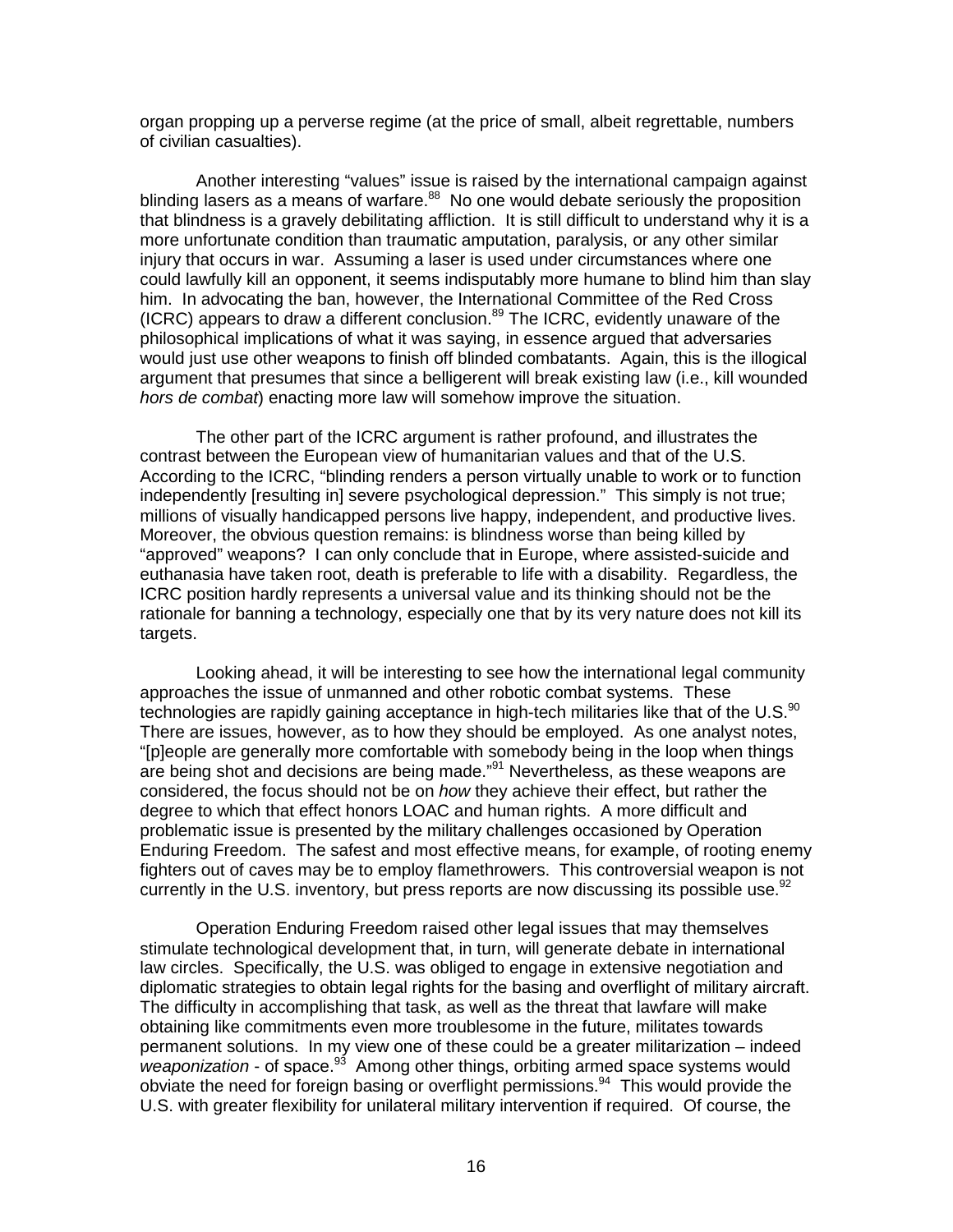organ propping up a perverse regime (at the price of small, albeit regrettable, numbers of civilian casualties).

Another interesting "values" issue is raised by the international campaign against blinding lasers as a means of warfare.[88] No one would debate seriously the proposition that blindness is a gravely debilitating affliction. It is still difficult to understand why it is a more unfortunate condition than traumatic amputation, paralysis, or any other similar injury that occurs in war. Assuming a laser is used under circumstances where one could lawfully kill an opponent, it seems indisputably more humane to blind him than slay him. In advocating the ban, however, the International Committee of the Red Cross (ICRC) appears to draw a different conclusion.[89] The ICRC, evidently unaware of the philosophical implications of what it was saying, in essence argued that adversaries would just use other weapons to finish off blinded combatants. Again, this is the illogical argument that presumes that since a belligerent will break existing law (i.e., kill wounded *hors de combat*) enacting more law will somehow improve the situation.

The other part of the ICRC argument is rather profound, and illustrates the contrast between the European view of humanitarian values and that of the U.S. According to the ICRC, "blinding renders a person virtually unable to work or to function independently [resulting in] severe psychological depression." This simply is not true; millions of visually handicapped persons live happy, independent, and productive lives. Moreover, the obvious question remains: is blindness worse than being killed by "approved" weapons? I can only conclude that in Europe, where assisted-suicide and euthanasia have taken root, death is preferable to life with a disability. Regardless, the ICRC position hardly represents a universal value and its thinking should not be the rationale for banning a technology, especially one that by its very nature does not kill its targets.

Looking ahead, it will be interesting to see how the international legal community approaches the issue of unmanned and other robotic combat systems. These technologies are rapidly gaining acceptance in high-tech militaries like that of the U.S.[90] There are issues, however, as to how they should be employed. As one analyst notes, "[p]eople are generally more comfortable with somebody being in the loop when things are being shot and decisions are being made."[91] Nevertheless, as these weapons are considered, the focus should not be on *how* they achieve their effect, but rather the degree to which that effect honors LOAC and human rights. A more difficult and problematic issue is presented by the military challenges occasioned by Operation Enduring Freedom. The safest and most effective means, for example, of rooting enemy fighters out of caves may be to employ flamethrowers. This controversial weapon is not currently in the U.S. inventory, but press reports are now discussing its possible use.[92]

Operation Enduring Freedom raised other legal issues that may themselves stimulate technological development that, in turn, will generate debate in international law circles. Specifically, the U.S. was obliged to engage in extensive negotiation and diplomatic strategies to obtain legal rights for the basing and overflight of military aircraft. The difficulty in accomplishing that task, as well as the threat that lawfare will make obtaining like commitments even more troublesome in the future, militates towards permanent solutions. In my view one of these could be a greater militarization – indeed *weaponization* - of space.[93] Among other things, orbiting armed space systems would obviate the need for foreign basing or overflight permissions.[94] This would provide the U.S. with greater flexibility for unilateral military intervention if required. Of course, the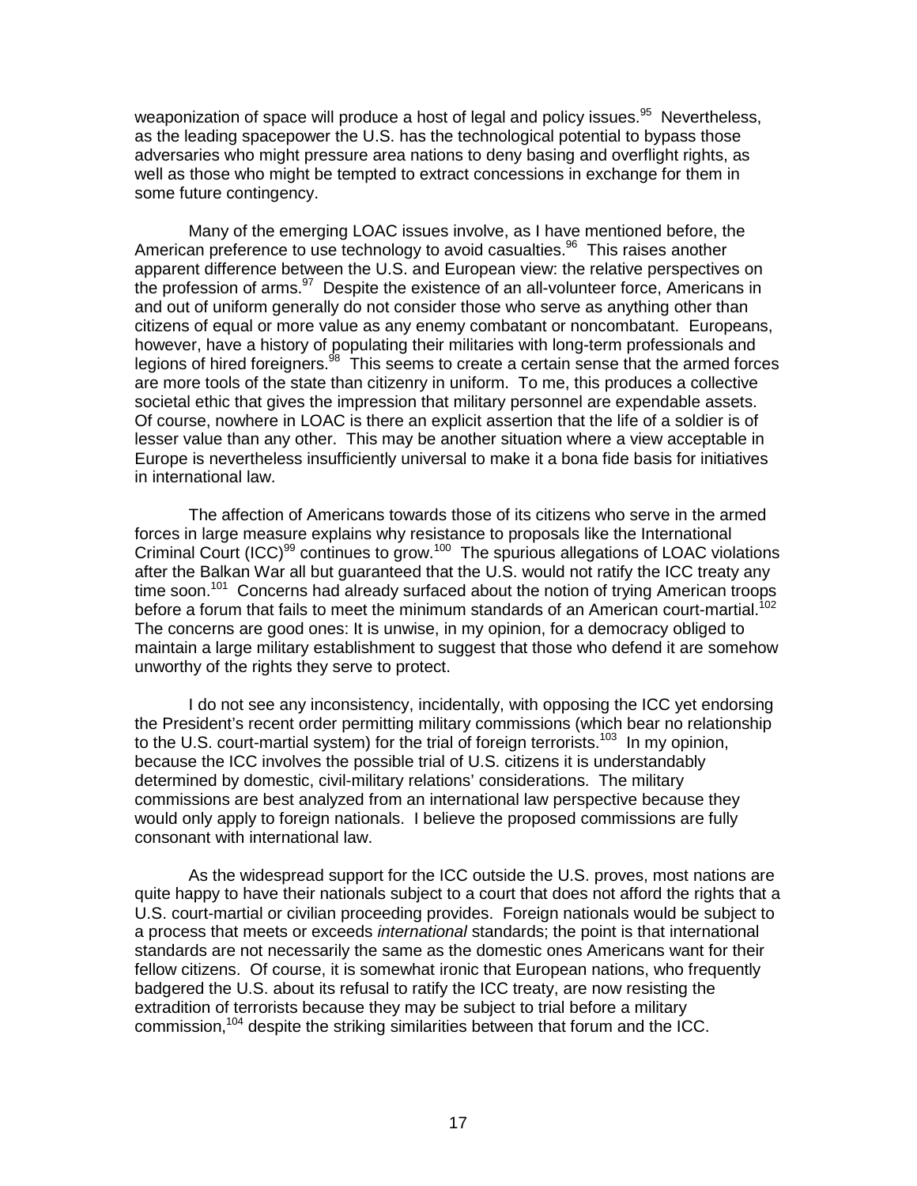weaponization of space will produce a host of legal and policy issues.[95] Nevertheless, as the leading spacepower the U.S. has the technological potential to bypass those adversaries who might pressure area nations to deny basing and overflight rights, as well as those who might be tempted to extract concessions in exchange for them in some future contingency.

Many of the emerging LOAC issues involve, as I have mentioned before, the American preference to use technology to avoid casualties.[96] This raises another apparent difference between the U.S. and European view: the relative perspectives on the profession of arms.[97] Despite the existence of an all-volunteer force, Americans in and out of uniform generally do not consider those who serve as anything other than citizens of equal or more value as any enemy combatant or noncombatant. Europeans, however, have a history of populating their militaries with long-term professionals and legions of hired foreigners.[98] This seems to create a certain sense that the armed forces are more tools of the state than citizenry in uniform. To me, this produces a collective societal ethic that gives the impression that military personnel are expendable assets. Of course, nowhere in LOAC is there an explicit assertion that the life of a soldier is of lesser value than any other. This may be another situation where a view acceptable in Europe is nevertheless insufficiently universal to make it a bona fide basis for initiatives in international law.

The affection of Americans towards those of its citizens who serve in the armed forces in large measure explains why resistance to proposals like the International Criminal Court (ICC)[99] continues to grow.[100] The spurious allegations of LOAC violations after the Balkan War all but guaranteed that the U.S. would not ratify the ICC treaty any time soon.[101] Concerns had already surfaced about the notion of trying American troops before a forum that fails to meet the minimum standards of an American court-martial.[102] The concerns are good ones: It is unwise, in my opinion, for a democracy obliged to maintain a large military establishment to suggest that those who defend it are somehow unworthy of the rights they serve to protect.

I do not see any inconsistency, incidentally, with opposing the ICC yet endorsing the President's recent order permitting military commissions (which bear no relationship to the U.S. court-martial system) for the trial of foreign terrorists.[103] In my opinion, because the ICC involves the possible trial of U.S. citizens it is understandably determined by domestic, civil-military relations' considerations. The military commissions are best analyzed from an international law perspective because they would only apply to foreign nationals. I believe the proposed commissions are fully consonant with international law.

As the widespread support for the ICC outside the U.S. proves, most nations are quite happy to have their nationals subject to a court that does not afford the rights that a U.S. court-martial or civilian proceeding provides. Foreign nationals would be subject to a process that meets or exceeds *international* standards; the point is that international standards are not necessarily the same as the domestic ones Americans want for their fellow citizens. Of course, it is somewhat ironic that European nations, who frequently badgered the U.S. about its refusal to ratify the ICC treaty, are now resisting the extradition of terrorists because they may be subject to trial before a military commission,[104] despite the striking similarities between that forum and the ICC.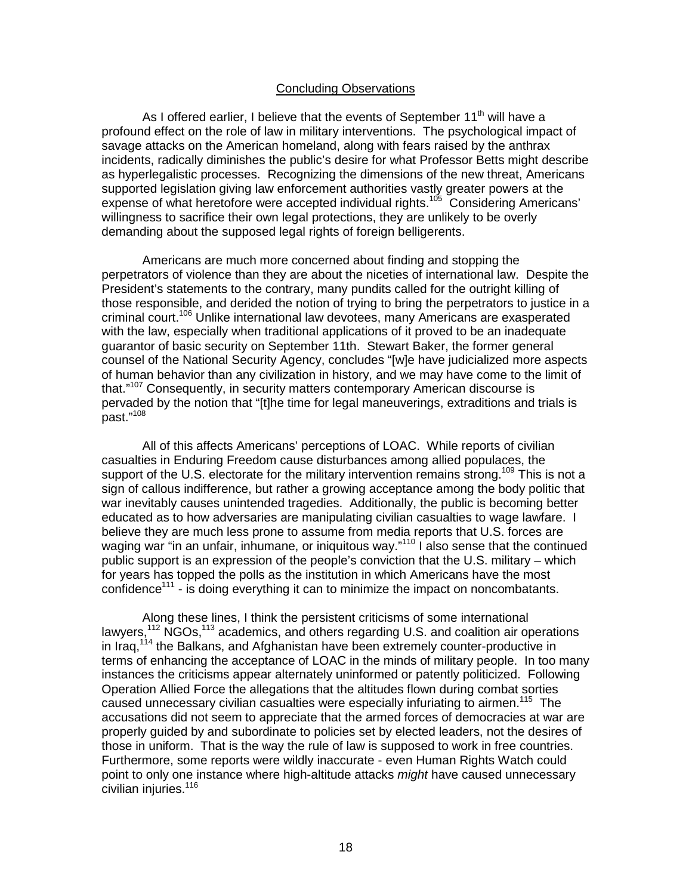## Concluding Observations

As I offered earlier, I believe that the events of September 11th will have a profound effect on the role of law in military interventions. The psychological impact of savage attacks on the American homeland, along with fears raised by the anthrax incidents, radically diminishes the public's desire for what Professor Betts might describe as hyperlegalistic processes. Recognizing the dimensions of the new threat, Americans supported legislation giving law enforcement authorities vastly greater powers at the expense of what heretofore were accepted individual rights.[105] Considering Americans' willingness to sacrifice their own legal protections, they are unlikely to be overly demanding about the supposed legal rights of foreign belligerents.

Americans are much more concerned about finding and stopping the perpetrators of violence than they are about the niceties of international law. Despite the President's statements to the contrary, many pundits called for the outright killing of those responsible, and derided the notion of trying to bring the perpetrators to justice in a criminal court.[106] Unlike international law devotees, many Americans are exasperated with the law, especially when traditional applications of it proved to be an inadequate guarantor of basic security on September 11th. Stewart Baker, the former general counsel of the National Security Agency, concludes "[w]e have judicialized more aspects of human behavior than any civilization in history, and we may have come to the limit of that."[107] Consequently, in security matters contemporary American discourse is pervaded by the notion that "[t]he time for legal maneuverings, extraditions and trials is past."[108]

All of this affects Americans' perceptions of LOAC. While reports of civilian casualties in Enduring Freedom cause disturbances among allied populaces, the support of the U.S. electorate for the military intervention remains strong.[109] This is not a sign of callous indifference, but rather a growing acceptance among the body politic that war inevitably causes unintended tragedies. Additionally, the public is becoming better educated as to how adversaries are manipulating civilian casualties to wage lawfare. I believe they are much less prone to assume from media reports that U.S. forces are waging war "in an unfair, inhumane, or iniquitous way."[110] I also sense that the continued public support is an expression of the people's conviction that the U.S. military – which for years has topped the polls as the institution in which Americans have the most confidence[111] - is doing everything it can to minimize the impact on noncombatants.

Along these lines, I think the persistent criticisms of some international lawyers,[112] NGOs,[113] academics, and others regarding U.S. and coalition air operations in Iraq,[114] the Balkans, and Afghanistan have been extremely counter-productive in terms of enhancing the acceptance of LOAC in the minds of military people. In too many instances the criticisms appear alternately uninformed or patently politicized. Following Operation Allied Force the allegations that the altitudes flown during combat sorties caused unnecessary civilian casualties were especially infuriating to airmen.[115] The accusations did not seem to appreciate that the armed forces of democracies at war are properly guided by and subordinate to policies set by elected leaders, not the desires of those in uniform. That is the way the rule of law is supposed to work in free countries. Furthermore, some reports were wildly inaccurate - even Human Rights Watch could point to only one instance where high-altitude attacks *might* have caused unnecessary civilian injuries.[116]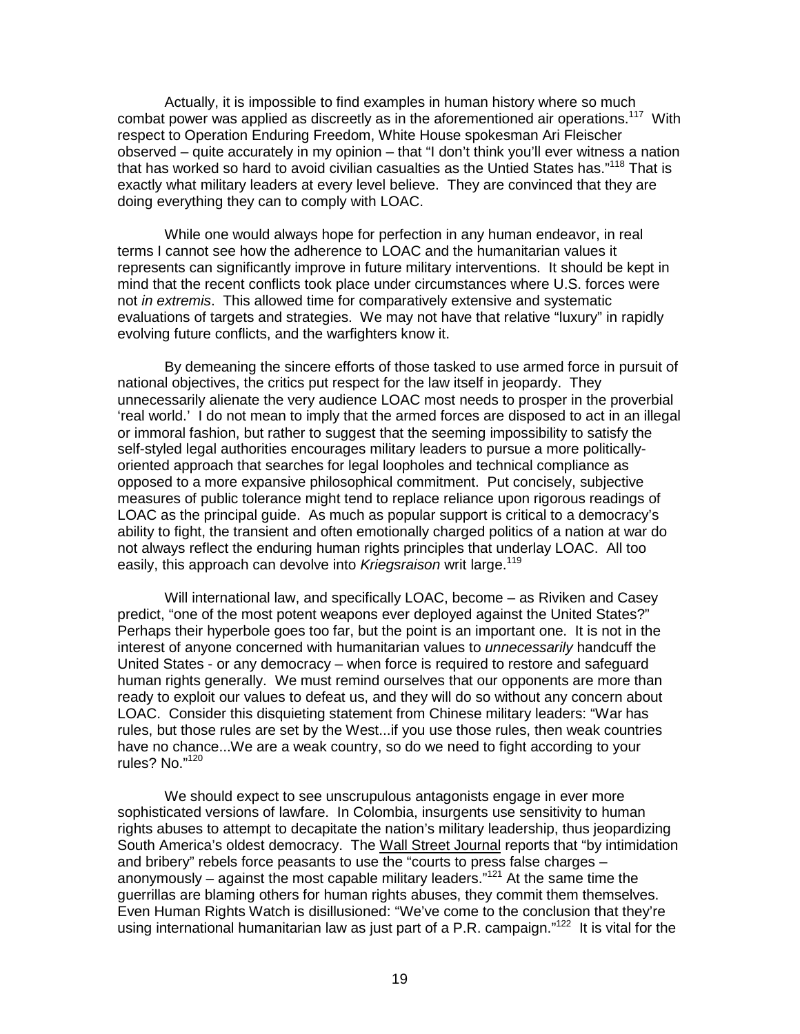Actually, it is impossible to find examples in human history where so much combat power was applied as discreetly as in the aforementioned air operations.[117] With respect to Operation Enduring Freedom, White House spokesman Ari Fleischer observed – quite accurately in my opinion – that "I don't think you'll ever witness a nation that has worked so hard to avoid civilian casualties as the Untied States has."[118] That is exactly what military leaders at every level believe. They are convinced that they are doing everything they can to comply with LOAC.

While one would always hope for perfection in any human endeavor, in real terms I cannot see how the adherence to LOAC and the humanitarian values it represents can significantly improve in future military interventions. It should be kept in mind that the recent conflicts took place under circumstances where U.S. forces were not *in extremis*. This allowed time for comparatively extensive and systematic evaluations of targets and strategies. We may not have that relative "luxury" in rapidly evolving future conflicts, and the warfighters know it.

By demeaning the sincere efforts of those tasked to use armed force in pursuit of national objectives, the critics put respect for the law itself in jeopardy. They unnecessarily alienate the very audience LOAC most needs to prosper in the proverbial 'real world.' I do not mean to imply that the armed forces are disposed to act in an illegal or immoral fashion, but rather to suggest that the seeming impossibility to satisfy the self-styled legal authorities encourages military leaders to pursue a more politically-oriented approach that searches for legal loopholes and technical compliance as opposed to a more expansive philosophical commitment. Put concisely, subjective measures of public tolerance might tend to replace reliance upon rigorous readings of LOAC as the principal guide. As much as popular support is critical to a democracy's ability to fight, the transient and often emotionally charged politics of a nation at war do not always reflect the enduring human rights principles that underlay LOAC. All too easily, this approach can devolve into *Kriegsraison* writ large.[119]

Will international law, and specifically LOAC, become – as Riviken and Casey predict, "one of the most potent weapons ever deployed against the United States?" Perhaps their hyperbole goes too far, but the point is an important one. It is not in the interest of anyone concerned with humanitarian values to *unnecessarily* handcuff the United States - or any democracy – when force is required to restore and safeguard human rights generally. We must remind ourselves that our opponents are more than ready to exploit our values to defeat us, and they will do so without any concern about LOAC. Consider this disquieting statement from Chinese military leaders: "War has rules, but those rules are set by the West...if you use those rules, then weak countries have no chance...We are a weak country, so do we need to fight according to your rules? No."[120]

We should expect to see unscrupulous antagonists engage in ever more sophisticated versions of lawfare. In Colombia, insurgents use sensitivity to human rights abuses to attempt to decapitate the nation's military leadership, thus jeopardizing South America's oldest democracy. The Wall Street Journal reports that "by intimidation and bribery" rebels force peasants to use the "courts to press false charges – anonymously – against the most capable military leaders."[121] At the same time the guerrillas are blaming others for human rights abuses, they commit them themselves. Even Human Rights Watch is disillusioned: "We've come to the conclusion that they're using international humanitarian law as just part of a P.R. campaign."[122] It is vital for the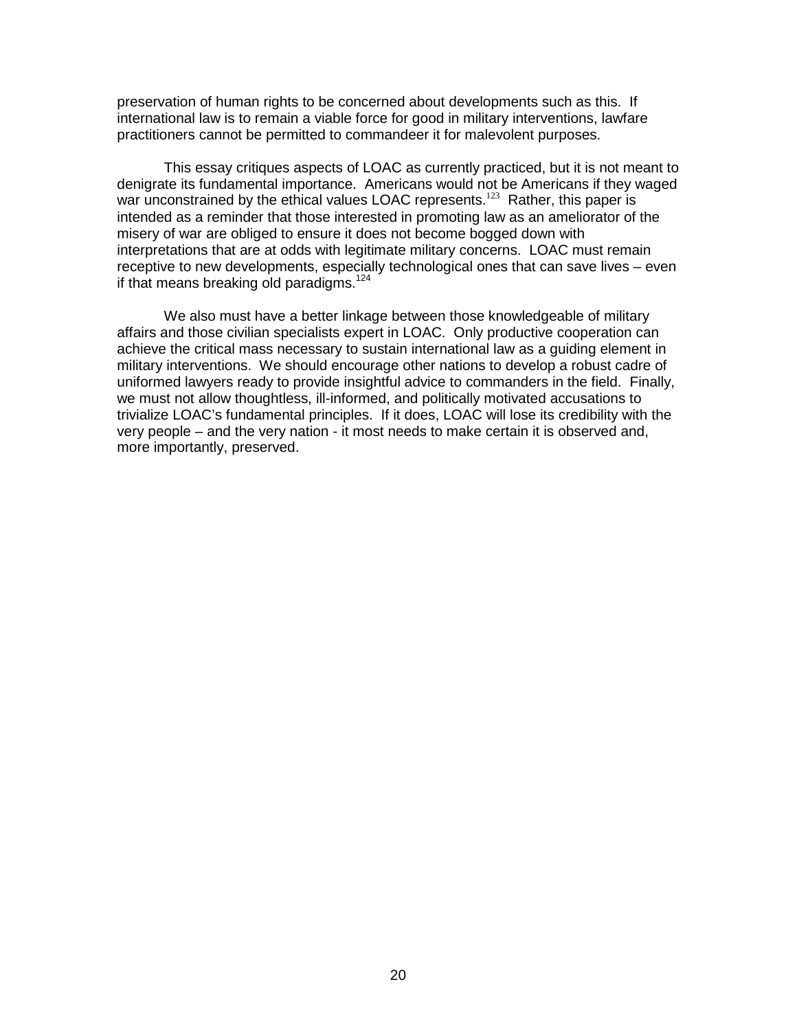preservation of human rights to be concerned about developments such as this. If international law is to remain a viable force for good in military interventions, lawfare practitioners cannot be permitted to commandeer it for malevolent purposes.

This essay critiques aspects of LOAC as currently practiced, but it is not meant to denigrate its fundamental importance. Americans would not be Americans if they waged war unconstrained by the ethical values LOAC represents.[123] Rather, this paper is intended as a reminder that those interested in promoting law as an ameliorator of the misery of war are obliged to ensure it does not become bogged down with interpretations that are at odds with legitimate military concerns. LOAC must remain receptive to new developments, especially technological ones that can save lives – even if that means breaking old paradigms.[124]

We also must have a better linkage between those knowledgeable of military affairs and those civilian specialists expert in LOAC. Only productive cooperation can achieve the critical mass necessary to sustain international law as a guiding element in military interventions. We should encourage other nations to develop a robust cadre of uniformed lawyers ready to provide insightful advice to commanders in the field. Finally, we must not allow thoughtless, ill-informed, and politically motivated accusations to trivialize LOAC's fundamental principles. If it does, LOAC will lose its credibility with the very people – and the very nation - it most needs to make certain it is observed and, more importantly, preserved.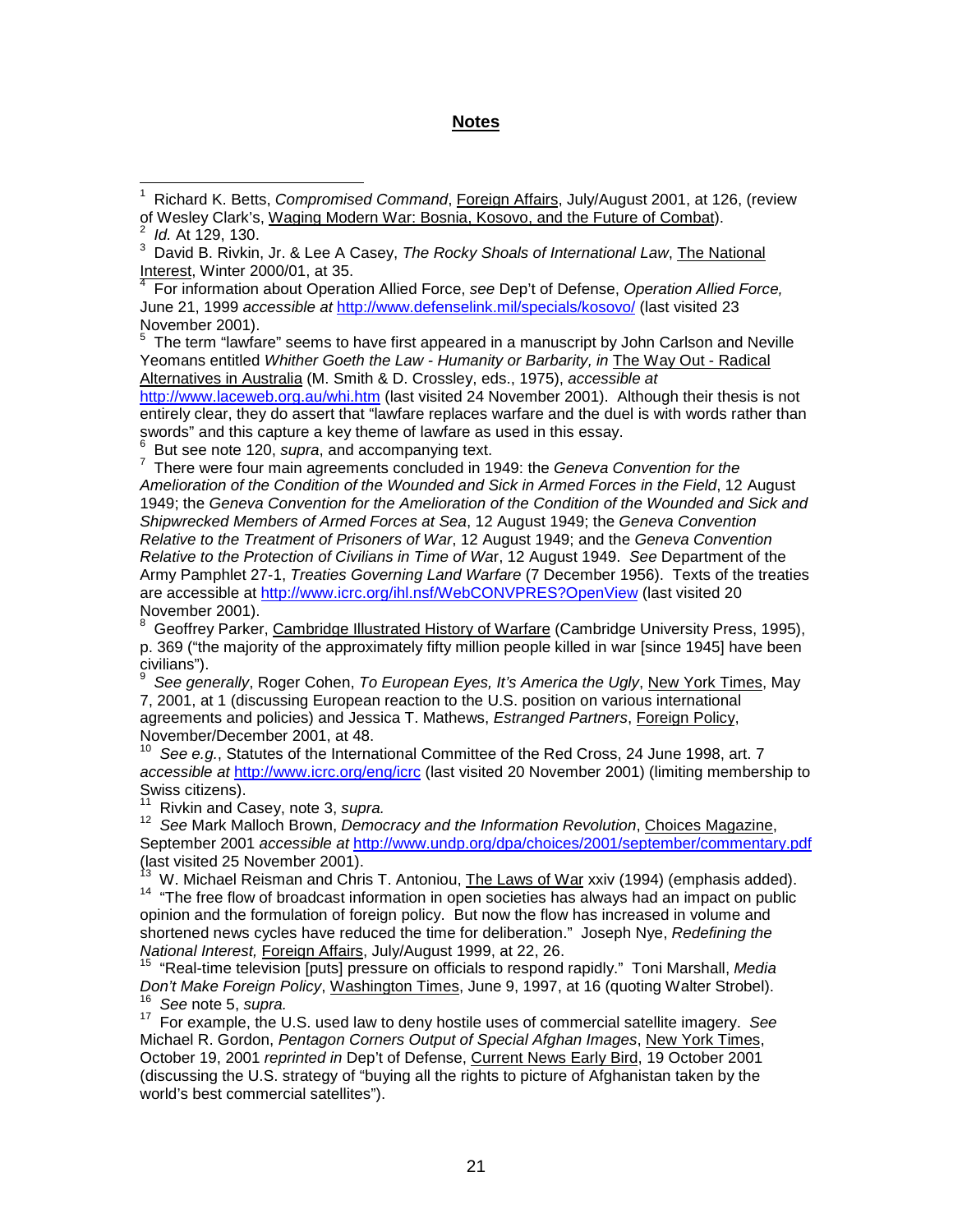## Notes

[1] Richard K. Betts, *Compromised Command*, Foreign Affairs, July/August 2001, at 126, (review of Wesley Clark's, Waging Modern War: Bosnia, Kosovo, and the Future of Combat).

[2] *Id.* At 129, 130.

[3] David B. Rivkin, Jr. & Lee A Casey, *The Rocky Shoals of International Law*, The National Interest, Winter 2000/01, at 35.

[4] For information about Operation Allied Force, *see* Dep't of Defense, *Operation Allied Force,* June 21, 1999 *accessible at* http://www.defenselink.mil/specials/kosovo/ (last visited 23 November 2001).

[5] The term "lawfare" seems to have first appeared in a manuscript by John Carlson and Neville Yeomans entitled *Whither Goeth the Law - Humanity or Barbarity, in* The Way Out - Radical Alternatives in Australia (M. Smith & D. Crossley, eds., 1975), *accessible at* http://www.laceweb.org.au/whi.htm (last visited 24 November 2001). Although their thesis is not entirely clear, they do assert that "lawfare replaces warfare and the duel is with words rather than swords" and this capture a key theme of lawfare as used in this essay.

[6] But see note 120, *supra*, and accompanying text.

[7] There were four main agreements concluded in 1949: the *Geneva Convention for the Amelioration of the Condition of the Wounded and Sick in Armed Forces in the Field*, 12 August 1949; the *Geneva Convention for the Amelioration of the Condition of the Wounded and Sick and Shipwrecked Members of Armed Forces at Sea*, 12 August 1949; the *Geneva Convention Relative to the Treatment of Prisoners of War*, 12 August 1949; and the *Geneva Convention Relative to the Protection of Civilians in Time of War*, 12 August 1949. *See* Department of the Army Pamphlet 27-1, *Treaties Governing Land Warfare* (7 December 1956). Texts of the treaties are accessible at http://www.icrc.org/ihl.nsf/WebCONVPRES?OpenView (last visited 20 November 2001).

[8] Geoffrey Parker, Cambridge Illustrated History of Warfare (Cambridge University Press, 1995), p. 369 ("the majority of the approximately fifty million people killed in war [since 1945] have been civilians").

[9] *See generally*, Roger Cohen, *To European Eyes, It's America the Ugly*, New York Times, May 7, 2001, at 1 (discussing European reaction to the U.S. position on various international agreements and policies) and Jessica T. Mathews, *Estranged Partners*, Foreign Policy, November/December 2001, at 48.

[10] *See e.g.*, Statutes of the International Committee of the Red Cross, 24 June 1998, art. 7 *accessible at* http://www.icrc.org/eng/icrc (last visited 20 November 2001) (limiting membership to Swiss citizens).

[11] Rivkin and Casey, note 3, *supra.*

[12] *See* Mark Malloch Brown, *Democracy and the Information Revolution*, Choices Magazine, September 2001 *accessible at* http://www.undp.org/dpa/choices/2001/september/commentary.pdf (last visited 25 November 2001).

[13] W. Michael Reisman and Chris T. Antoniou, The Laws of War xxiv (1994) (emphasis added).

[14] "The free flow of broadcast information in open societies has always had an impact on public opinion and the formulation of foreign policy. But now the flow has increased in volume and shortened news cycles have reduced the time for deliberation." Joseph Nye, *Redefining the National Interest,* Foreign Affairs, July/August 1999, at 22, 26.

[15] "Real-time television [puts] pressure on officials to respond rapidly." Toni Marshall, *Media Don't Make Foreign Policy*, Washington Times, June 9, 1997, at 16 (quoting Walter Strobel).

[16] *See* note 5, *supra.*

[17] For example, the U.S. used law to deny hostile uses of commercial satellite imagery. *See* Michael R. Gordon, *Pentagon Corners Output of Special Afghan Images*, New York Times, October 19, 2001 *reprinted in* Dep't of Defense, Current News Early Bird, 19 October 2001 (discussing the U.S. strategy of "buying all the rights to picture of Afghanistan taken by the world's best commercial satellites").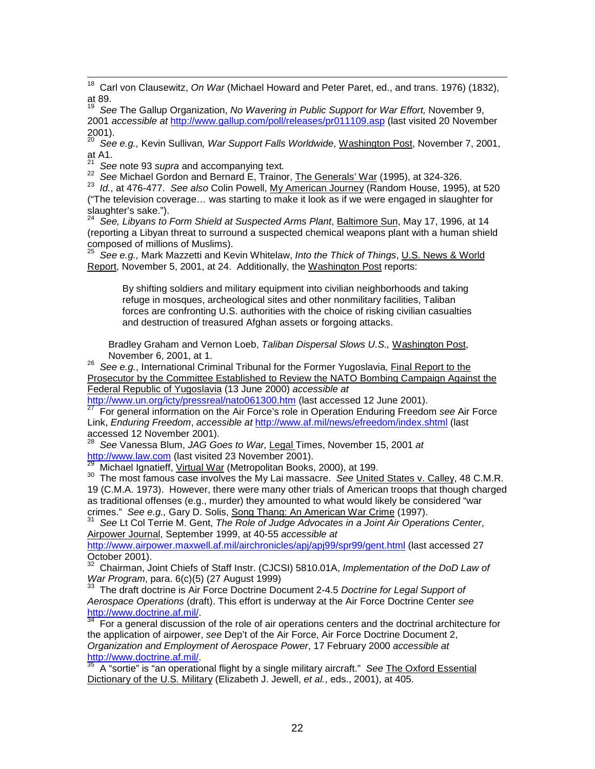[18] Carl von Clausewitz, *On War* (Michael Howard and Peter Paret, ed., and trans. 1976) (1832), at 89.

[19] *See* The Gallup Organization, *No Wavering in Public Support for War Effort,* November 9, 2001 *accessible at* http://www.gallup.com/poll/releases/pr011109.asp (last visited 20 November 2001).

[20] *See e.g.,* Kevin Sullivan*, War Support Falls Worldwide*, Washington Post, November 7, 2001, at A1.

[21] *See* note 93 *supra* and accompanying text*.*

[22] *See* Michael Gordon and Bernard E, Trainor, The Generals' War (1995), at 324-326.

[23] *Id.*, at 476-477. *See also* Colin Powell, My American Journey (Random House, 1995), at 520 ("The television coverage… was starting to make it look as if we were engaged in slaughter for slaughter's sake.").

[24] *See, Libyans to Form Shield at Suspected Arms Plant*, Baltimore Sun, May 17, 1996, at 14 (reporting a Libyan threat to surround a suspected chemical weapons plant with a human shield composed of millions of Muslims).

[25] *See e.g.,* Mark Mazzetti and Kevin Whitelaw, *Into the Thick of Things*, U.S. News & World Report, November 5, 2001, at 24. Additionally, the Washington Post reports:

> By shifting soldiers and military equipment into civilian neighborhoods and taking refuge in mosques, archeological sites and other nonmilitary facilities, Taliban forces are confronting U.S. authorities with the choice of risking civilian casualties and destruction of treasured Afghan assets or forgoing attacks.

Bradley Graham and Vernon Loeb, *Taliban Dispersal Slows U.S.,* Washington Post, November 6, 2001, at 1.

[26] *See e.g.*, International Criminal Tribunal for the Former Yugoslavia, Final Report to the Prosecutor by the Committee Established to Review the NATO Bombing Campaign Against the Federal Republic of Yugoslavia (13 June 2000) *accessible at* http://www.un.org/icty/pressreal/nato061300.htm (last accessed 12 June 2001).

[27] For general information on the Air Force's role in Operation Enduring Freedom *see* Air Force Link, *Enduring Freedom*, *accessible at* http://www.af.mil/news/efreedom/index.shtml (last accessed 12 November 2001).

[28] *See* Vanessa Blum, *JAG Goes to War,* Legal Times, November 15, 2001 *at* http://www.law.com (last visited 23 November 2001).

[29] Michael Ignatieff, Virtual War (Metropolitan Books, 2000), at 199.

[30] The most famous case involves the My Lai massacre. *See* United States v. Calley, 48 C.M.R. 19 (C.M.A. 1973). However, there were many other trials of American troops that though charged as traditional offenses (e.g., murder) they amounted to what would likely be considered "war crimes." *See e.g.,* Gary D. Solis, Song Thang: An American War Crime (1997).

[31] *See* Lt Col Terrie M. Gent, *The Role of Judge Advocates in a Joint Air Operations Center*, Airpower Journal, September 1999, at 40-55 *accessible at* http://www.airpower.maxwell.af.mil/airchronicles/apj/apj99/spr99/gent.html (last accessed 27 October 2001).

[32] Chairman, Joint Chiefs of Staff Instr. (CJCSI) 5810.01A, *Implementation of the DoD Law of War Program*, para. 6(c)(5) (27 August 1999)

[33] The draft doctrine is Air Force Doctrine Document 2-4.5 *Doctrine for Legal Support of Aerospace Operations* (draft). This effort is underway at the Air Force Doctrine Center *see* http://www.doctrine.af.mil/.

[34] For a general discussion of the role of air operations centers and the doctrinal architecture for the application of airpower, *see* Dep't of the Air Force, Air Force Doctrine Document 2, *Organization and Employment of Aerospace Power*, 17 February 2000 *accessible at* http://www.doctrine.af.mil/.

[35] A "sortie" is "an operational flight by a single military aircraft." *See* The Oxford Essential Dictionary of the U.S. Military (Elizabeth J. Jewell, *et al.*, eds., 2001), at 405.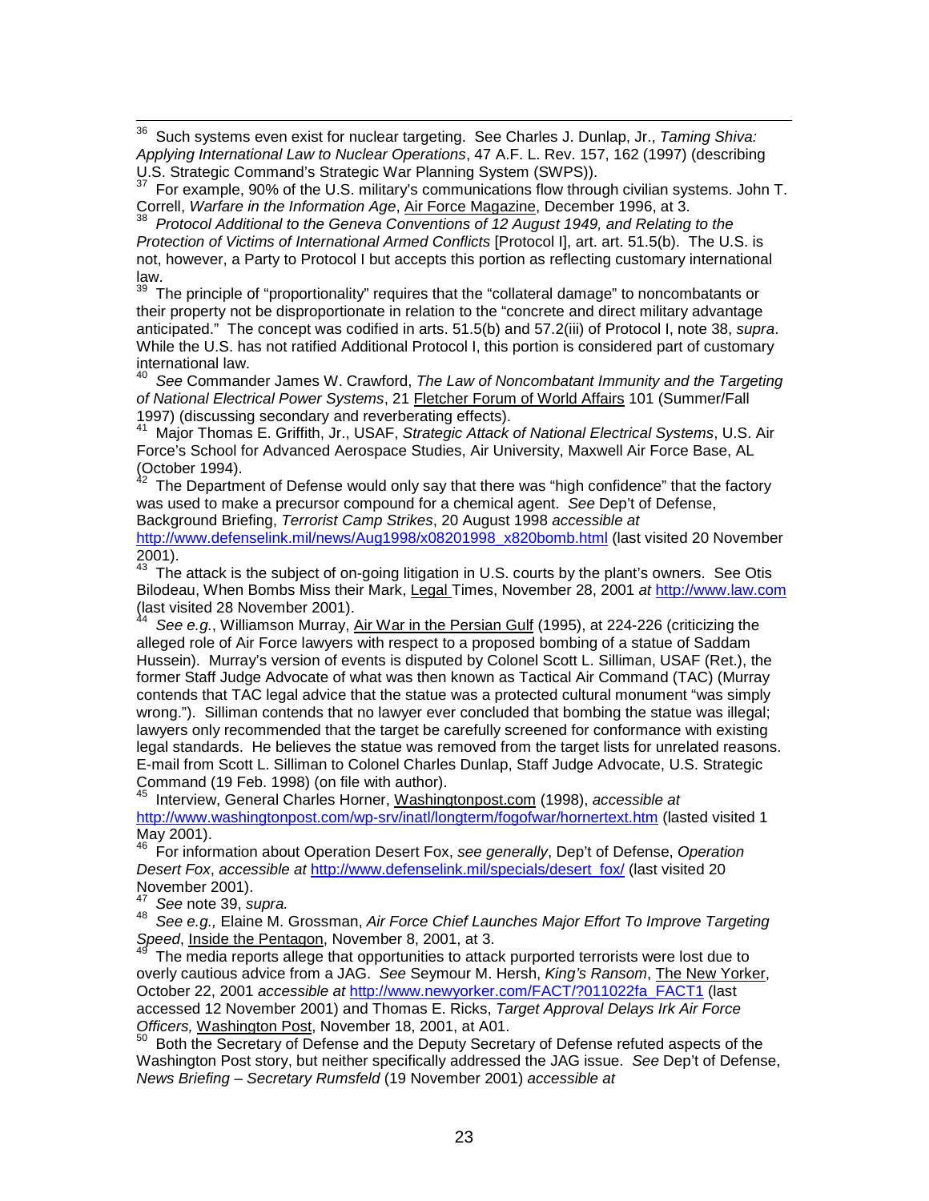[36] Such systems even exist for nuclear targeting. See Charles J. Dunlap, Jr., *Taming Shiva: Applying International Law to Nuclear Operations*, 47 A.F. L. Rev. 157, 162 (1997) (describing U.S. Strategic Command's Strategic War Planning System (SWPS)).

[37] For example, 90% of the U.S. military's communications flow through civilian systems. John T. Correll, *Warfare in the Information Age*, Air Force Magazine, December 1996, at 3.

[38] *Protocol Additional to the Geneva Conventions of 12 August 1949, and Relating to the Protection of Victims of International Armed Conflicts* [Protocol I], art. art. 51.5(b). The U.S. is not, however, a Party to Protocol I but accepts this portion as reflecting customary international law.

[39] The principle of "proportionality" requires that the "collateral damage" to noncombatants or their property not be disproportionate in relation to the "concrete and direct military advantage anticipated." The concept was codified in arts. 51.5(b) and 57.2(iii) of Protocol I, note 38, *supra*. While the U.S. has not ratified Additional Protocol I, this portion is considered part of customary international law.

[40] *See* Commander James W. Crawford, *The Law of Noncombatant Immunity and the Targeting of National Electrical Power Systems*, 21 Fletcher Forum of World Affairs 101 (Summer/Fall 1997) (discussing secondary and reverberating effects).

[41] Major Thomas E. Griffith, Jr., USAF, *Strategic Attack of National Electrical Systems*, U.S. Air Force's School for Advanced Aerospace Studies, Air University, Maxwell Air Force Base, AL (October 1994).

[42] The Department of Defense would only say that there was "high confidence" that the factory was used to make a precursor compound for a chemical agent. *See* Dep't of Defense, Background Briefing, *Terrorist Camp Strikes*, 20 August 1998 *accessible at* http://www.defenselink.mil/news/Aug1998/x08201998_x820bomb.html (last visited 20 November 2001).

[43] The attack is the subject of on-going litigation in U.S. courts by the plant's owners. See Otis Bilodeau, When Bombs Miss their Mark, Legal Times, November 28, 2001 *at* http://www.law.com (last visited 28 November 2001).

[44] *See e.g.*, Williamson Murray, Air War in the Persian Gulf (1995), at 224-226 (criticizing the alleged role of Air Force lawyers with respect to a proposed bombing of a statue of Saddam Hussein). Murray's version of events is disputed by Colonel Scott L. Silliman, USAF (Ret.), the former Staff Judge Advocate of what was then known as Tactical Air Command (TAC) (Murray contends that TAC legal advice that the statue was a protected cultural monument "was simply wrong."). Silliman contends that no lawyer ever concluded that bombing the statue was illegal; lawyers only recommended that the target be carefully screened for conformance with existing legal standards. He believes the statue was removed from the target lists for unrelated reasons. E-mail from Scott L. Silliman to Colonel Charles Dunlap, Staff Judge Advocate, U.S. Strategic Command (19 Feb. 1998) (on file with author).

[45] Interview, General Charles Horner, Washingtonpost.com (1998), *accessible at* http://www.washingtonpost.com/wp-srv/inatl/longterm/fogofwar/hornertext.htm (lasted visited 1 May 2001).

[46] For information about Operation Desert Fox, *see generally*, Dep't of Defense, *Operation Desert Fox*, *accessible at* http://www.defenselink.mil/specials/desert_fox/ (last visited 20 November 2001).

[47] *See* note 39, *supra.*

[48] *See e.g.,* Elaine M. Grossman, *Air Force Chief Launches Major Effort To Improve Targeting Speed*, Inside the Pentagon, November 8, 2001, at 3.

[49] The media reports allege that opportunities to attack purported terrorists were lost due to overly cautious advice from a JAG. *See* Seymour M. Hersh, *King's Ransom*, The New Yorker, October 22, 2001 *accessible at* http://www.newyorker.com/FACT/?011022fa_FACT1 (last accessed 12 November 2001) and Thomas E. Ricks, *Target Approval Delays Irk Air Force Officers,* Washington Post, November 18, 2001, at A01.

[50] Both the Secretary of Defense and the Deputy Secretary of Defense refuted aspects of the Washington Post story, but neither specifically addressed the JAG issue. *See* Dep't of Defense, *News Briefing – Secretary Rumsfeld* (19 November 2001) *accessible at*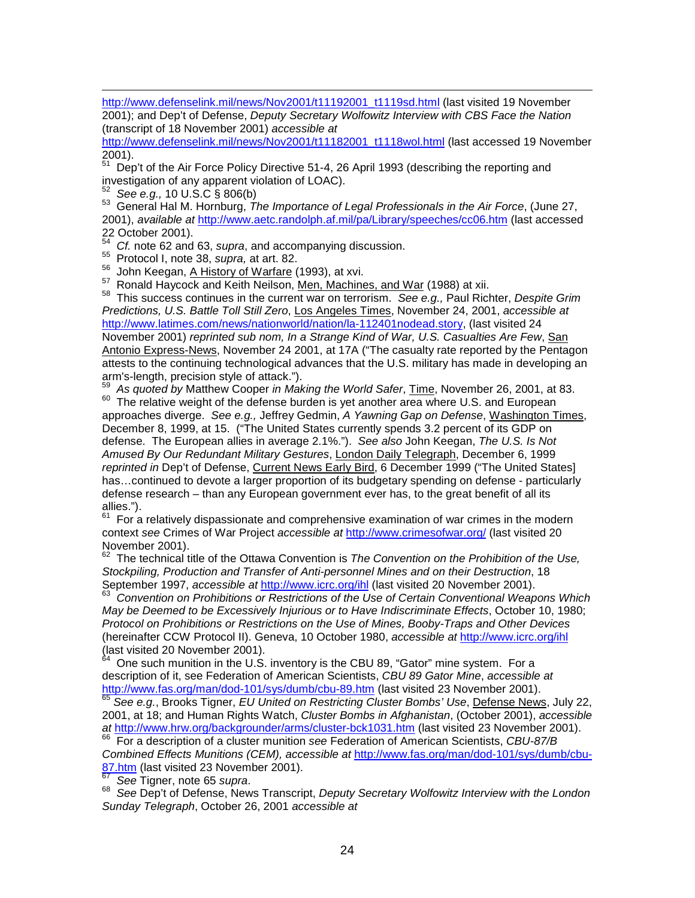http://www.defenselink.mil/news/Nov2001/t11192001_t1119sd.html (last visited 19 November 2001); and Dep't of Defense, *Deputy Secretary Wolfowitz Interview with CBS Face the Nation* (transcript of 18 November 2001) *accessible at* http://www.defenselink.mil/news/Nov2001/t11182001_t1118wol.html (last accessed 19 November 2001).

[51] Dep't of the Air Force Policy Directive 51-4, 26 April 1993 (describing the reporting and investigation of any apparent violation of LOAC).

[52] *See e.g.,* 10 U.S.C § 806(b)

[53] General Hal M. Hornburg, *The Importance of Legal Professionals in the Air Force*, (June 27, 2001), *available at* http://www.aetc.randolph.af.mil/pa/Library/speeches/cc06.htm (last accessed 22 October 2001).

[54] *Cf.* note 62 and 63, *supra*, and accompanying discussion.

[55] Protocol I, note 38, *supra,* at art. 82.

[56] John Keegan, A History of Warfare (1993), at xvi.

[57] Ronald Haycock and Keith Neilson, Men, Machines, and War (1988) at xii.

[58] This success continues in the current war on terrorism. *See e.g.,* Paul Richter, *Despite Grim Predictions, U.S. Battle Toll Still Zero*, Los Angeles Times, November 24, 2001, *accessible at* http://www.latimes.com/news/nationworld/nation/la-112401nodead.story, (last visited 24 November 2001) *reprinted sub nom, In a Strange Kind of War, U.S. Casualties Are Few*, San Antonio Express-News, November 24 2001, at 17A ("The casualty rate reported by the Pentagon attests to the continuing technological advances that the U.S. military has made in developing an arm's-length, precision style of attack.").

[59] *As quoted by* Matthew Cooper *in Making the World Safer*, Time, November 26, 2001, at 83.

[60] The relative weight of the defense burden is yet another area where U.S. and European approaches diverge. *See e.g.,* Jeffrey Gedmin, *A Yawning Gap on Defense*, Washington Times, December 8, 1999, at 15. ("The United States currently spends 3.2 percent of its GDP on defense. The European allies in average 2.1%."). *See also* John Keegan, *The U.S. Is Not Amused By Our Redundant Military Gestures*, London Daily Telegraph, December 6, 1999 *reprinted in* Dep't of Defense, Current News Early Bird, 6 December 1999 ("The United States] has…continued to devote a larger proportion of its budgetary spending on defense - particularly defense research – than any European government ever has, to the great benefit of all its allies.").

[61] For a relatively dispassionate and comprehensive examination of war crimes in the modern context *see* Crimes of War Project *accessible at* http://www.crimesofwar.org/ (last visited 20 November 2001).

[62] The technical title of the Ottawa Convention is *The Convention on the Prohibition of the Use, Stockpiling, Production and Transfer of Anti-personnel Mines and on their Destruction*, 18 September 1997, *accessible at* http://www.icrc.org/ihl (last visited 20 November 2001).

[63] *Convention on Prohibitions or Restrictions of the Use of Certain Conventional Weapons Which May be Deemed to be Excessively Injurious or to Have Indiscriminate Effects*, October 10, 1980; *Protocol on Prohibitions or Restrictions on the Use of Mines, Booby-Traps and Other Devices* (hereinafter CCW Protocol II). Geneva, 10 October 1980, *accessible at* http://www.icrc.org/ihl (last visited 20 November 2001).

[64] One such munition in the U.S. inventory is the CBU 89, "Gator" mine system. For a description of it, see Federation of American Scientists, *CBU 89 Gator Mine*, *accessible at* http://www.fas.org/man/dod-101/sys/dumb/cbu-89.htm (last visited 23 November 2001).

[65] *See e.g.*, Brooks Tigner, *EU United on Restricting Cluster Bombs' Use*, Defense News, July 22, 2001, at 18; and Human Rights Watch, *Cluster Bombs in Afghanistan*, (October 2001), *accessible at* http://www.hrw.org/backgrounder/arms/cluster-bck1031.htm (last visited 23 November 2001).

[66] For a description of a cluster munition *see* Federation of American Scientists, *CBU-87/B Combined Effects Munitions (CEM), accessible at* http://www.fas.org/man/dod-101/sys/dumb/cbu-87.htm (last visited 23 November 2001).

[67] *See* Tigner, note 65 *supra*.

[68] *See* Dep't of Defense, News Transcript, *Deputy Secretary Wolfowitz Interview with the London Sunday Telegraph*, October 26, 2001 *accessible at*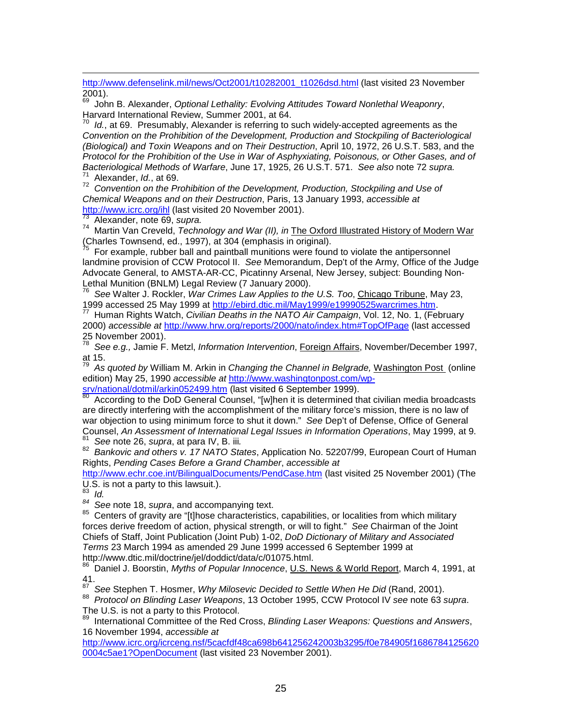http://www.defenselink.mil/news/Oct2001/t10282001_t1026dsd.html (last visited 23 November 2001).

[69] John B. Alexander, *Optional Lethality: Evolving Attitudes Toward Nonlethal Weaponry*, Harvard International Review, Summer 2001, at 64.

[70] *Id.*, at 69. Presumably, Alexander is referring to such widely-accepted agreements as the *Convention on the Prohibition of the Development, Production and Stockpiling of Bacteriological (Biological) and Toxin Weapons and on Their Destruction*, April 10, 1972, 26 U.S.T. 583, and the *Protocol for the Prohibition of the Use in War of Asphyxiating, Poisonous, or Other Gases, and of Bacteriological Methods of Warfare*, June 17, 1925, 26 U.S.T. 571. *See also* note 72 *supra.*

[71] Alexander, *Id.*, at 69.

[72] *Convention on the Prohibition of the Development, Production, Stockpiling and Use of Chemical Weapons and on their Destruction*, Paris, 13 January 1993, *accessible at* http://www.icrc.org/ihl (last visited 20 November 2001).

[73] Alexander, note 69, *supra.*

[74] Martin Van Creveld, *Technology and War (II), in* The Oxford Illustrated History of Modern War (Charles Townsend, ed., 1997), at 304 (emphasis in original).

[75] For example, rubber ball and paintball munitions were found to violate the antipersonnel landmine provision of CCW Protocol II. *See* Memorandum, Dep't of the Army, Office of the Judge Advocate General, to AMSTA-AR-CC, Picatinny Arsenal, New Jersey, subject: Bounding Non-Lethal Munition (BNLM) Legal Review (7 January 2000).

[76] *See* Walter J. Rockler, *War Crimes Law Applies to the U.S. Too*, Chicago Tribune, May 23, 1999 accessed 25 May 1999 at http://ebird.dtic.mil/May1999/e19990525warcrimes.htm.

[77] Human Rights Watch, *Civilian Deaths in the NATO Air Campaign*, Vol. 12, No. 1, (February 2000) *accessible at* http://www.hrw.org/reports/2000/nato/index.htm#TopOfPage (last accessed 25 November 2001).

[78] *See e.g.,* Jamie F. Metzl, *Information Intervention*, Foreign Affairs, November/December 1997, at 15.

[79] *As quoted by* William M. Arkin in *Changing the Channel in Belgrade,* Washington Post (online edition) May 25, 1990 *accessible at* http://www.washingtonpost.com/wp-srv/national/dotmil/arkin052499.htm (last visited 6 September 1999).

[80] According to the DoD General Counsel, "[w]hen it is determined that civilian media broadcasts are directly interfering with the accomplishment of the military force's mission, there is no law of war objection to using minimum force to shut it down." *See* Dep't of Defense, Office of General Counsel, *An Assessment of International Legal Issues in Information Operations*, May 1999, at 9.

[81] *See* note 26, *supra*, at para IV, B. iii*.*

[82] *Bankovic and others v. 17 NATO States*, Application No. 52207/99, European Court of Human Rights, *Pending Cases Before a Grand Chamber*, *accessible at* http://www.echr.coe.int/BilingualDocuments/PendCase.htm (last visited 25 November 2001) (The U.S. is not a party to this lawsuit.).

[83] *Id.*

[84] *See* note 18, *supra*, and accompanying text.

[85] Centers of gravity are "[t]hose characteristics, capabilities, or localities from which military forces derive freedom of action, physical strength, or will to fight." *See* Chairman of the Joint Chiefs of Staff, Joint Publication (Joint Pub) 1-02, *DoD Dictionary of Military and Associated Terms* 23 March 1994 as amended 29 June 1999 accessed 6 September 1999 at http://www.dtic.mil/doctrine/jel/doddict/data/c/01075.html.

[86] Daniel J. Boorstin, *Myths of Popular Innocence*, U.S. News & World Report, March 4, 1991, at 41.

[87] *See* Stephen T. Hosmer, *Why Milosevic Decided to Settle When He Did* (Rand, 2001).

[88] *Protocol on Blinding Laser Weapons*, 13 October 1995, CCW Protocol IV *see* note 63 *supra*. The U.S. is not a party to this Protocol.

[89] International Committee of the Red Cross, *Blinding Laser Weapons: Questions and Answers*, 16 November 1994, *accessible at* http://www.icrc.org/icrceng.nsf/5cacfdf48ca698b641256242003b3295/f0e784905f16867841256200004c5ae1?OpenDocument (last visited 23 November 2001).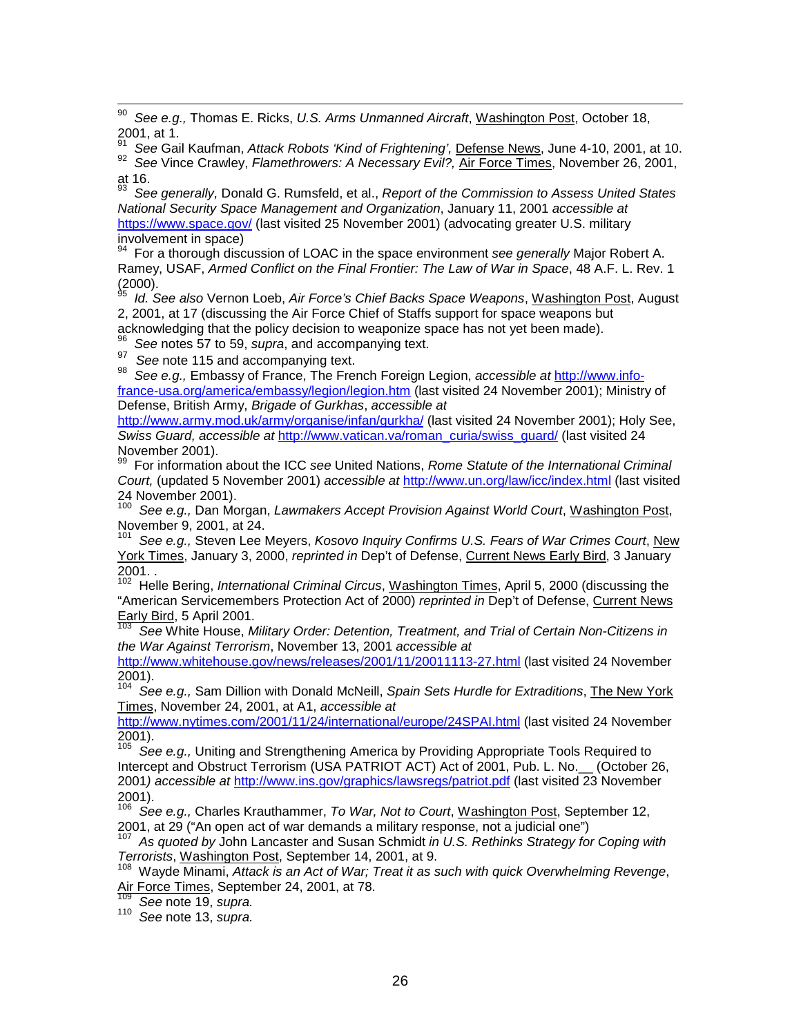[90] *See e.g.,* Thomas E. Ricks, *U.S. Arms Unmanned Aircraft*, Washington Post, October 18, 2001, at 1.

[91] *See* Gail Kaufman, *Attack Robots 'Kind of Frightening',* Defense News, June 4-10, 2001, at 10.

[92] *See* Vince Crawley, *Flamethrowers: A Necessary Evil?,* Air Force Times, November 26, 2001, at 16.

[93] *See generally,* Donald G. Rumsfeld, et al., *Report of the Commission to Assess United States National Security Space Management and Organization*, January 11, 2001 *accessible at* https://www.space.gov/ (last visited 25 November 2001) (advocating greater U.S. military involvement in space)

[94] For a thorough discussion of LOAC in the space environment *see generally* Major Robert A. Ramey, USAF, *Armed Conflict on the Final Frontier: The Law of War in Space*, 48 A.F. L. Rev. 1 (2000).

[95] *Id. See also* Vernon Loeb, *Air Force's Chief Backs Space Weapons*, Washington Post, August 2, 2001, at 17 (discussing the Air Force Chief of Staffs support for space weapons but acknowledging that the policy decision to weaponize space has not yet been made).

[96] *See* notes 57 to 59, *supra*, and accompanying text.

[97] *See* note 115 and accompanying text.

[98] *See e.g.,* Embassy of France, The French Foreign Legion, *accessible at* http://www.info-france-usa.org/america/embassy/legion/legion.htm (last visited 24 November 2001); Ministry of Defense, British Army, *Brigade of Gurkhas*, *accessible at* http://www.army.mod.uk/army/organise/infan/gurkha/ (last visited 24 November 2001); Holy See, *Swiss Guard, accessible at* http://www.vatican.va/roman_curia/swiss_guard/ (last visited 24 November 2001).

[99] For information about the ICC *see* United Nations, *Rome Statute of the International Criminal Court,* (updated 5 November 2001) *accessible at* http://www.un.org/law/icc/index.html (last visited 24 November 2001).

[100] *See e.g.,* Dan Morgan, *Lawmakers Accept Provision Against World Court*, Washington Post, November 9, 2001, at 24.

[101] *See e.g.,* Steven Lee Meyers, *Kosovo Inquiry Confirms U.S. Fears of War Crimes Court*, New York Times, January 3, 2000, *reprinted in* Dep't of Defense, Current News Early Bird, 3 January 2001. .

[102] Helle Bering, *International Criminal Circus*, Washington Times, April 5, 2000 (discussing the "American Servicemembers Protection Act of 2000) *reprinted in* Dep't of Defense, Current News Early Bird, 5 April 2001.

[103] *See* White House, *Military Order: Detention, Treatment, and Trial of Certain Non-Citizens in the War Against Terrorism*, November 13, 2001 *accessible at* http://www.whitehouse.gov/news/releases/2001/11/20011113-27.html (last visited 24 November 2001).

[104] *See e.g.,* Sam Dillion with Donald McNeill, *Spain Sets Hurdle for Extraditions*, The New York Times, November 24, 2001, at A1, *accessible at* http://www.nytimes.com/2001/11/24/international/europe/24SPAI.html (last visited 24 November 2001).

[105] *See e.g.,* Uniting and Strengthening America by Providing Appropriate Tools Required to Intercept and Obstruct Terrorism (USA PATRIOT ACT) Act of 2001, Pub. L. No.__ (October 26, 2001*) accessible at* http://www.ins.gov/graphics/lawsregs/patriot.pdf (last visited 23 November 2001).

[106] *See e.g.,* Charles Krauthammer, *To War, Not to Court*, Washington Post, September 12, 2001, at 29 ("An open act of war demands a military response, not a judicial one")

[107] *As quoted by* John Lancaster and Susan Schmidt *in U.S. Rethinks Strategy for Coping with Terrorists*, Washington Post, September 14, 2001, at 9.

[108] Wayde Minami, *Attack is an Act of War; Treat it as such with quick Overwhelming Revenge*, Air Force Times, September 24, 2001, at 78.

[109] *See* note 19, *supra.*

[110] *See* note 13, *supra.*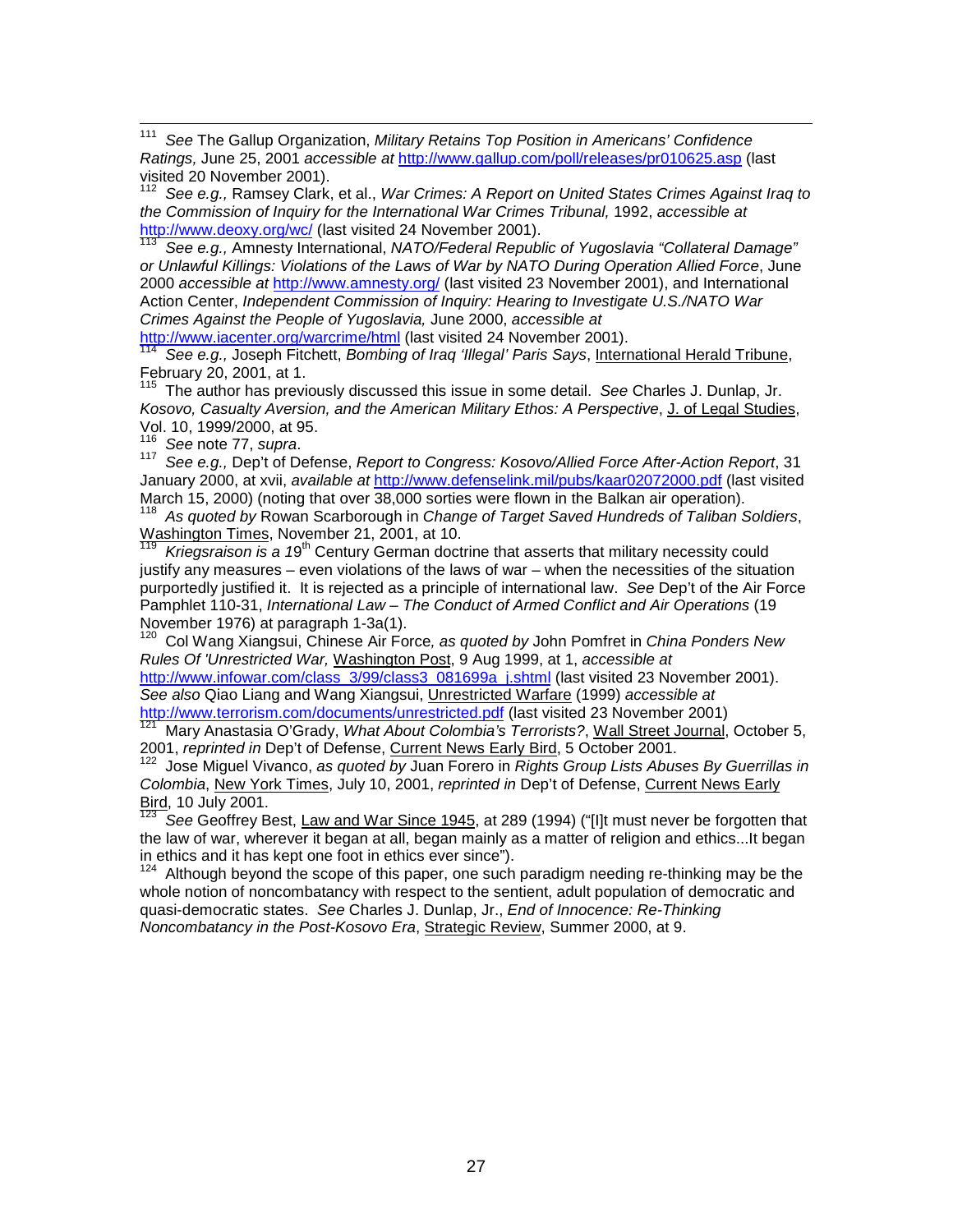[111] *See* The Gallup Organization, *Military Retains Top Position in Americans' Confidence Ratings,* June 25, 2001 *accessible at* http://www.gallup.com/poll/releases/pr010625.asp (last visited 20 November 2001).

[112] *See e.g.,* Ramsey Clark, et al., *War Crimes: A Report on United States Crimes Against Iraq to the Commission of Inquiry for the International War Crimes Tribunal,* 1992, *accessible at* http://www.deoxy.org/wc/ (last visited 24 November 2001).

[113] *See e.g.,* Amnesty International, *NATO/Federal Republic of Yugoslavia "Collateral Damage" or Unlawful Killings: Violations of the Laws of War by NATO During Operation Allied Force*, June 2000 *accessible at* http://www.amnesty.org/ (last visited 23 November 2001), and International Action Center, *Independent Commission of Inquiry: Hearing to Investigate U.S./NATO War Crimes Against the People of Yugoslavia,* June 2000, *accessible at* http://www.iacenter.org/warcrime/html (last visited 24 November 2001).

[114] *See e.g.,* Joseph Fitchett, *Bombing of Iraq 'Illegal' Paris Says*, International Herald Tribune, February 20, 2001, at 1.

[115] The author has previously discussed this issue in some detail. *See* Charles J. Dunlap, Jr. *Kosovo, Casualty Aversion, and the American Military Ethos: A Perspective*, J. of Legal Studies, Vol. 10, 1999/2000, at 95.

[116] *See* note 77, *supra*.

[117] *See e.g.,* Dep't of Defense, *Report to Congress: Kosovo/Allied Force After-Action Report*, 31 January 2000, at xvii, *available at* http://www.defenselink.mil/pubs/kaar02072000.pdf (last visited March 15, 2000) (noting that over 38,000 sorties were flown in the Balkan air operation).

[118] *As quoted by* Rowan Scarborough in *Change of Target Saved Hundreds of Taliban Soldiers*, Washington Times, November 21, 2001, at 10.

[119] *Kriegsraison is a* 19th Century German doctrine that asserts that military necessity could justify any measures – even violations of the laws of war – when the necessities of the situation purportedly justified it. It is rejected as a principle of international law. *See* Dep't of the Air Force Pamphlet 110-31, *International Law – The Conduct of Armed Conflict and Air Operations* (19 November 1976) at paragraph 1-3a(1).

[120] Col Wang Xiangsui, Chinese Air Force*, as quoted by* John Pomfret in *China Ponders New Rules Of 'Unrestricted War,* Washington Post, 9 Aug 1999, at 1, *accessible at* http://www.infowar.com/class_3/99/class3_081699a_j.shtml (last visited 23 November 2001). *See also* Qiao Liang and Wang Xiangsui, Unrestricted Warfare (1999) *accessible at* http://www.terrorism.com/documents/unrestricted.pdf (last visited 23 November 2001)

[121] Mary Anastasia O'Grady, *What About Colombia's Terrorists?*, Wall Street Journal, October 5, 2001, *reprinted in* Dep't of Defense, Current News Early Bird, 5 October 2001.

[122] Jose Miguel Vivanco, *as quoted by* Juan Forero in *Rights Group Lists Abuses By Guerrillas in Colombia*, New York Times, July 10, 2001, *reprinted in* Dep't of Defense, Current News Early Bird, 10 July 2001.

[123] *See* Geoffrey Best, Law and War Since 1945, at 289 (1994) ("[I]t must never be forgotten that the law of war, wherever it began at all, began mainly as a matter of religion and ethics...It began in ethics and it has kept one foot in ethics ever since").

[124] Although beyond the scope of this paper, one such paradigm needing re-thinking may be the whole notion of noncombatancy with respect to the sentient, adult population of democratic and quasi-democratic states. *See* Charles J. Dunlap, Jr., *End of Innocence: Re-Thinking Noncombatancy in the Post-Kosovo Era*, Strategic Review, Summer 2000, at 9.